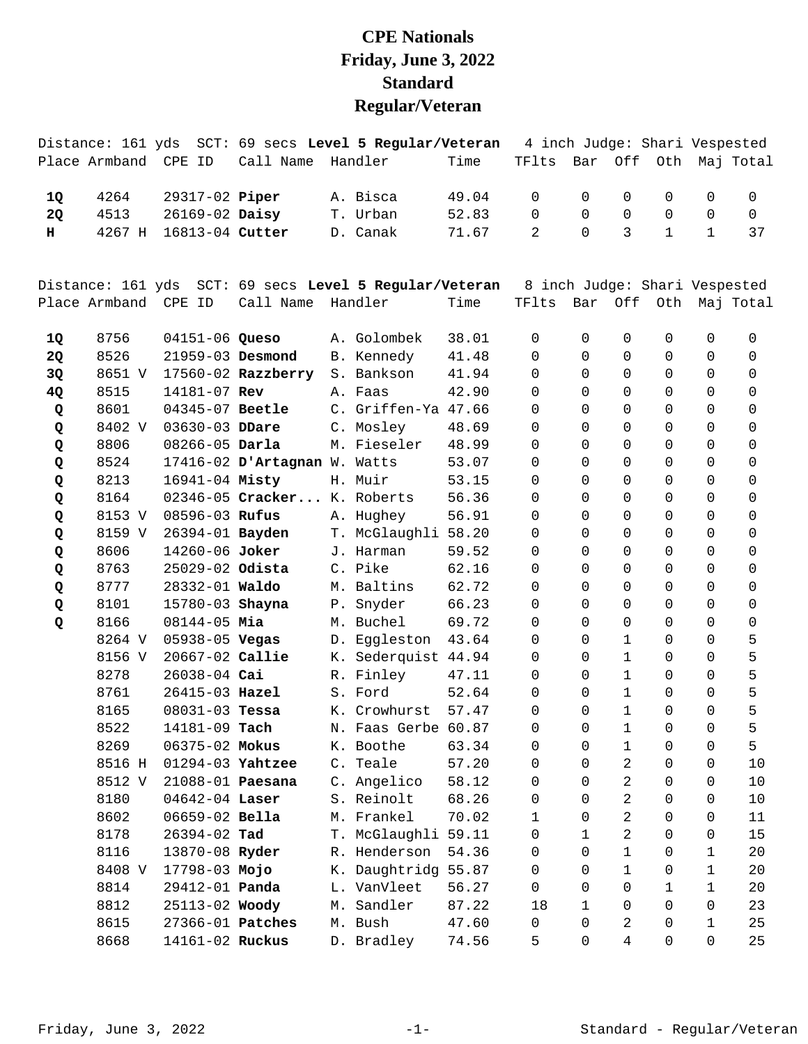# CPE Nationals
# Friday, June 3, 2022
# Standard
# Regular/Veteran

Distance: 161 yds SCT: 69 secs **Level 5 Regular/Veteran** 4 inch Judge: Shari Vespested

| Place | Armband | CPE ID | Call Name | Handler | Time | TFlts | Bar | Off | Oth | Maj | Total |
|---|---|---|---|---|---|---|---|---|---|---|---|
| **1Q** | 4264 | 29317-02 | **Piper** | A. Bisca | 49.04 | 0 | 0 | 0 | 0 | 0 | 0 |
| **2Q** | 4513 | 26169-02 | **Daisy** | T. Urban | 52.83 | 0 | 0 | 0 | 0 | 0 | 0 |
| **H** | 4267 H | 16813-04 | **Cutter** | D. Canak | 71.67 | 2 | 0 | 3 | 1 | 1 | 37 |

Distance: 161 yds SCT: 69 secs **Level 5 Regular/Veteran** 8 inch Judge: Shari Vespested

| Place | Armband | CPE ID | Call Name | Handler | Time | TFlts | Bar | Off | Oth | Maj | Total |
|---|---|---|---|---|---|---|---|---|---|---|---|
| **1Q** | 8756 | 04151-06 | **Queso** | A. Golombek | 38.01 | 0 | 0 | 0 | 0 | 0 | 0 |
| **2Q** | 8526 | 21959-03 | **Desmond** | B. Kennedy | 41.48 | 0 | 0 | 0 | 0 | 0 | 0 |
| **3Q** | 8651 V | 17560-02 | **Razzberry** | S. Bankson | 41.94 | 0 | 0 | 0 | 0 | 0 | 0 |
| **4Q** | 8515 | 14181-07 | **Rev** | A. Faas | 42.90 | 0 | 0 | 0 | 0 | 0 | 0 |
| **Q** | 8601 | 04345-07 | **Beetle** | C. Griffen-Ya | 47.66 | 0 | 0 | 0 | 0 | 0 | 0 |
| **Q** | 8402 V | 03630-03 | **DDare** | C. Mosley | 48.69 | 0 | 0 | 0 | 0 | 0 | 0 |
| **Q** | 8806 | 08266-05 | **Darla** | M. Fieseler | 48.99 | 0 | 0 | 0 | 0 | 0 | 0 |
| **Q** | 8524 | 17416-02 | **D'Artagnan** | W. Watts | 53.07 | 0 | 0 | 0 | 0 | 0 | 0 |
| **Q** | 8213 | 16941-04 | **Misty** | H. Muir | 53.15 | 0 | 0 | 0 | 0 | 0 | 0 |
| **Q** | 8164 | 02346-05 | **Cracker...** | K. Roberts | 56.36 | 0 | 0 | 0 | 0 | 0 | 0 |
| **Q** | 8153 V | 08596-03 | **Rufus** | A. Hughey | 56.91 | 0 | 0 | 0 | 0 | 0 | 0 |
| **Q** | 8159 V | 26394-01 | **Bayden** | T. McGlaughli | 58.20 | 0 | 0 | 0 | 0 | 0 | 0 |
| **Q** | 8606 | 14260-06 | **Joker** | J. Harman | 59.52 | 0 | 0 | 0 | 0 | 0 | 0 |
| **Q** | 8763 | 25029-02 | **Odista** | C. Pike | 62.16 | 0 | 0 | 0 | 0 | 0 | 0 |
| **Q** | 8777 | 28332-01 | **Waldo** | M. Baltins | 62.72 | 0 | 0 | 0 | 0 | 0 | 0 |
| **Q** | 8101 | 15780-03 | **Shayna** | P. Snyder | 66.23 | 0 | 0 | 0 | 0 | 0 | 0 |
| **Q** | 8166 | 08144-05 | **Mia** | M. Buchel | 69.72 | 0 | 0 | 0 | 0 | 0 | 0 |
| | 8264 V | 05938-05 | **Vegas** | D. Eggleston | 43.64 | 0 | 0 | 1 | 0 | 0 | 5 |
| | 8156 V | 20667-02 | **Callie** | K. Sederquist | 44.94 | 0 | 0 | 1 | 0 | 0 | 5 |
| | 8278 | 26038-04 | **Cai** | R. Finley | 47.11 | 0 | 0 | 1 | 0 | 0 | 5 |
| | 8761 | 26415-03 | **Hazel** | S. Ford | 52.64 | 0 | 0 | 1 | 0 | 0 | 5 |
| | 8165 | 08031-03 | **Tessa** | K. Crowhurst | 57.47 | 0 | 0 | 1 | 0 | 0 | 5 |
| | 8522 | 14181-09 | **Tach** | N. Faas Gerbe | 60.87 | 0 | 0 | 1 | 0 | 0 | 5 |
| | 8269 | 06375-02 | **Mokus** | K. Boothe | 63.34 | 0 | 0 | 1 | 0 | 0 | 5 |
| | 8516 H | 01294-03 | **Yahtzee** | C. Teale | 57.20 | 0 | 0 | 2 | 0 | 0 | 10 |
| | 8512 V | 21088-01 | **Paesana** | C. Angelico | 58.12 | 0 | 0 | 2 | 0 | 0 | 10 |
| | 8180 | 04642-04 | **Laser** | S. Reinolt | 68.26 | 0 | 0 | 2 | 0 | 0 | 10 |
| | 8602 | 06659-02 | **Bella** | M. Frankel | 70.02 | 1 | 0 | 2 | 0 | 0 | 11 |
| | 8178 | 26394-02 | **Tad** | T. McGlaughli | 59.11 | 0 | 1 | 2 | 0 | 0 | 15 |
| | 8116 | 13870-08 | **Ryder** | R. Henderson | 54.36 | 0 | 0 | 1 | 0 | 1 | 20 |
| | 8408 V | 17798-03 | **Mojo** | K. Daughtridg | 55.87 | 0 | 0 | 1 | 0 | 1 | 20 |
| | 8814 | 29412-01 | **Panda** | L. VanVleet | 56.27 | 0 | 0 | 0 | 1 | 1 | 20 |
| | 8812 | 25113-02 | **Woody** | M. Sandler | 87.22 | 18 | 1 | 0 | 0 | 0 | 23 |
| | 8615 | 27366-01 | **Patches** | M. Bush | 47.60 | 0 | 0 | 2 | 0 | 1 | 25 |
| | 8668 | 14161-02 | **Ruckus** | D. Bradley | 74.56 | 5 | 0 | 4 | 0 | 0 | 25 |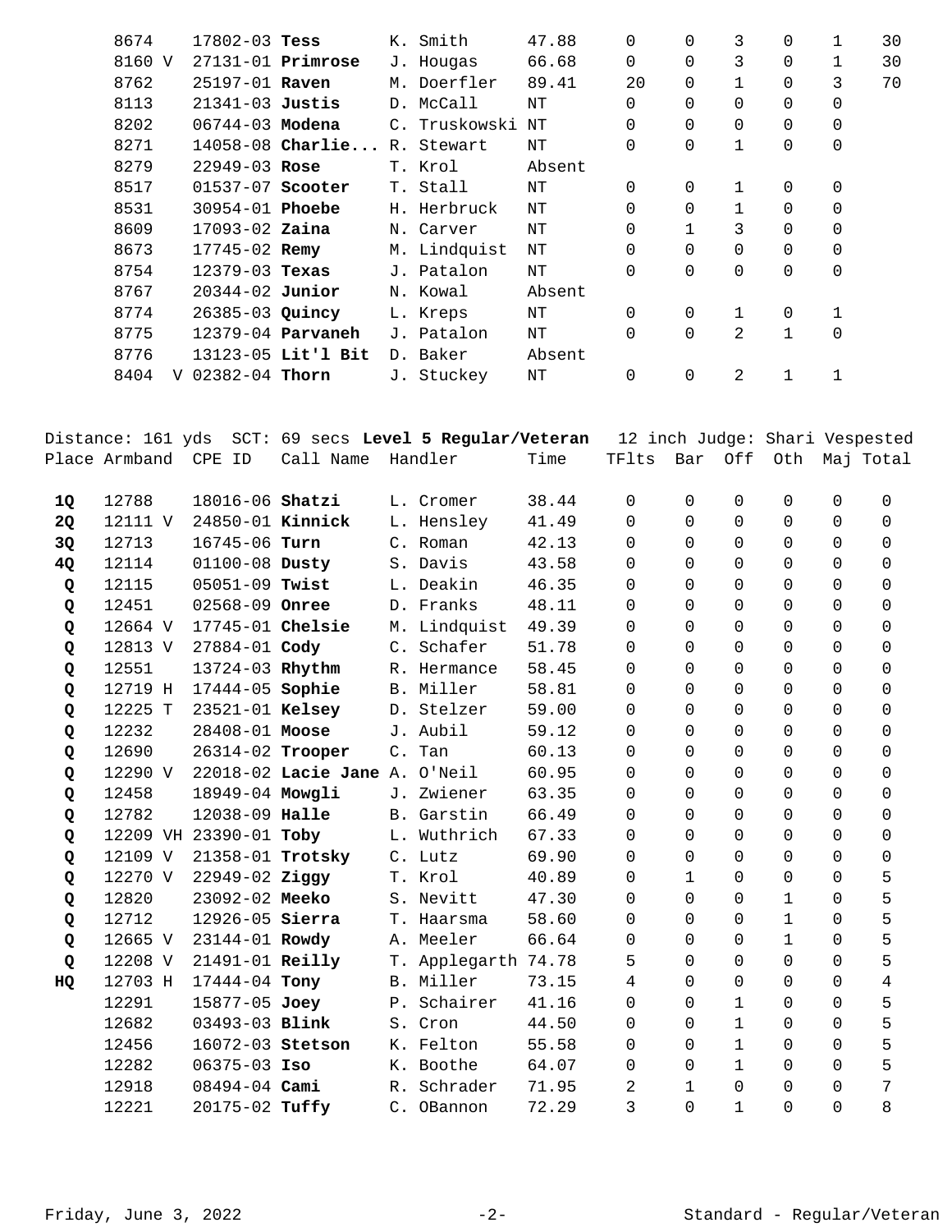| Place | Armband | CPE ID | Call Name | Handler | Time | TFlts | Bar | Off | Oth | Maj | Total |
|---|---|---|---|---|---|---|---|---|---|---|---|
| | 8674 | 17802-03 | **Tess** | K. Smith | 47.88 | 0 | 0 | 3 | 0 | 1 | 30 |
| | 8160 V | 27131-01 | **Primrose** | J. Hougas | 66.68 | 0 | 0 | 3 | 0 | 1 | 30 |
| | 8762 | 25197-01 | **Raven** | M. Doerfler | 89.41 | 20 | 0 | 1 | 0 | 3 | 70 |
| | 8113 | 21341-03 | **Justis** | D. McCall | NT | 0 | 0 | 0 | 0 | 0 | |
| | 8202 | 06744-03 | **Modena** | C. Truskowski | NT | 0 | 0 | 0 | 0 | 0 | |
| | 8271 | 14058-08 | **Charlie...** | R. Stewart | NT | 0 | 0 | 1 | 0 | 0 | |
| | 8279 | 22949-03 | **Rose** | T. Krol | Absent | | | | | | |
| | 8517 | 01537-07 | **Scooter** | T. Stall | NT | 0 | 0 | 1 | 0 | 0 | |
| | 8531 | 30954-01 | **Phoebe** | H. Herbruck | NT | 0 | 0 | 1 | 0 | 0 | |
| | 8609 | 17093-02 | **Zaina** | N. Carver | NT | 0 | 1 | 3 | 0 | 0 | |
| | 8673 | 17745-02 | **Remy** | M. Lindquist | NT | 0 | 0 | 0 | 0 | 0 | |
| | 8754 | 12379-03 | **Texas** | J. Patalon | NT | 0 | 0 | 0 | 0 | 0 | |
| | 8767 | 20344-02 | **Junior** | N. Kowal | Absent | | | | | | |
| | 8774 | 26385-03 | **Quincy** | L. Kreps | NT | 0 | 0 | 1 | 0 | 1 | |
| | 8775 | 12379-04 | **Parvaneh** | J. Patalon | NT | 0 | 0 | 2 | 1 | 0 | |
| | 8776 | 13123-05 | **Lit'l Bit** | D. Baker | Absent | | | | | | |
| | 8404 V | 02382-04 | **Thorn** | J. Stuckey | NT | 0 | 0 | 2 | 1 | 1 | |

Distance: 161 yds SCT: 69 secs **Level 5 Regular/Veteran** 12 inch Judge: Shari Vespested

| Place | Armband | CPE ID | Call Name | Handler | Time | TFlts | Bar | Off | Oth | Maj | Total |
|---|---|---|---|---|---|---|---|---|---|---|---|
| **1Q** | 12788 | 18016-06 | **Shatzi** | L. Cromer | 38.44 | 0 | 0 | 0 | 0 | 0 | 0 |
| **2Q** | 12111 V | 24850-01 | **Kinnick** | L. Hensley | 41.49 | 0 | 0 | 0 | 0 | 0 | 0 |
| **3Q** | 12713 | 16745-06 | **Turn** | C. Roman | 42.13 | 0 | 0 | 0 | 0 | 0 | 0 |
| **4Q** | 12114 | 01100-08 | **Dusty** | S. Davis | 43.58 | 0 | 0 | 0 | 0 | 0 | 0 |
| **Q** | 12115 | 05051-09 | **Twist** | L. Deakin | 46.35 | 0 | 0 | 0 | 0 | 0 | 0 |
| **Q** | 12451 | 02568-09 | **Onree** | D. Franks | 48.11 | 0 | 0 | 0 | 0 | 0 | 0 |
| **Q** | 12664 V | 17745-01 | **Chelsie** | M. Lindquist | 49.39 | 0 | 0 | 0 | 0 | 0 | 0 |
| **Q** | 12813 V | 27884-01 | **Cody** | C. Schafer | 51.78 | 0 | 0 | 0 | 0 | 0 | 0 |
| **Q** | 12551 | 13724-03 | **Rhythm** | R. Hermance | 58.45 | 0 | 0 | 0 | 0 | 0 | 0 |
| **Q** | 12719 H | 17444-05 | **Sophie** | B. Miller | 58.81 | 0 | 0 | 0 | 0 | 0 | 0 |
| **Q** | 12225 T | 23521-01 | **Kelsey** | D. Stelzer | 59.00 | 0 | 0 | 0 | 0 | 0 | 0 |
| **Q** | 12232 | 28408-01 | **Moose** | J. Aubil | 59.12 | 0 | 0 | 0 | 0 | 0 | 0 |
| **Q** | 12690 | 26314-02 | **Trooper** | C. Tan | 60.13 | 0 | 0 | 0 | 0 | 0 | 0 |
| **Q** | 12290 V | 22018-02 | **Lacie Jane** | A. O'Neil | 60.95 | 0 | 0 | 0 | 0 | 0 | 0 |
| **Q** | 12458 | 18949-04 | **Mowgli** | J. Zwiener | 63.35 | 0 | 0 | 0 | 0 | 0 | 0 |
| **Q** | 12782 | 12038-09 | **Halle** | B. Garstin | 66.49 | 0 | 0 | 0 | 0 | 0 | 0 |
| **Q** | 12209 VH | 23390-01 | **Toby** | L. Wuthrich | 67.33 | 0 | 0 | 0 | 0 | 0 | 0 |
| **Q** | 12109 V | 21358-01 | **Trotsky** | C. Lutz | 69.90 | 0 | 0 | 0 | 0 | 0 | 0 |
| **Q** | 12270 V | 22949-02 | **Ziggy** | T. Krol | 40.89 | 0 | 1 | 0 | 0 | 0 | 5 |
| **Q** | 12820 | 23092-02 | **Meeko** | S. Nevitt | 47.30 | 0 | 0 | 0 | 1 | 0 | 5 |
| **Q** | 12712 | 12926-05 | **Sierra** | T. Haarsma | 58.60 | 0 | 0 | 0 | 1 | 0 | 5 |
| **Q** | 12665 V | 23144-01 | **Rowdy** | A. Meeler | 66.64 | 0 | 0 | 0 | 1 | 0 | 5 |
| **Q** | 12208 V | 21491-01 | **Reilly** | T. Applegarth | 74.78 | 5 | 0 | 0 | 0 | 0 | 5 |
| **HQ** | 12703 H | 17444-04 | **Tony** | B. Miller | 73.15 | 4 | 0 | 0 | 0 | 0 | 4 |
| | 12291 | 15877-05 | **Joey** | P. Schairer | 41.16 | 0 | 0 | 1 | 0 | 0 | 5 |
| | 12682 | 03493-03 | **Blink** | S. Cron | 44.50 | 0 | 0 | 1 | 0 | 0 | 5 |
| | 12456 | 16072-03 | **Stetson** | K. Felton | 55.58 | 0 | 0 | 1 | 0 | 0 | 5 |
| | 12282 | 06375-03 | **Iso** | K. Boothe | 64.07 | 0 | 0 | 1 | 0 | 0 | 5 |
| | 12918 | 08494-04 | **Cami** | R. Schrader | 71.95 | 2 | 1 | 0 | 0 | 0 | 7 |
| | 12221 | 20175-02 | **Tuffy** | C. OBannon | 72.29 | 3 | 0 | 1 | 0 | 0 | 8 |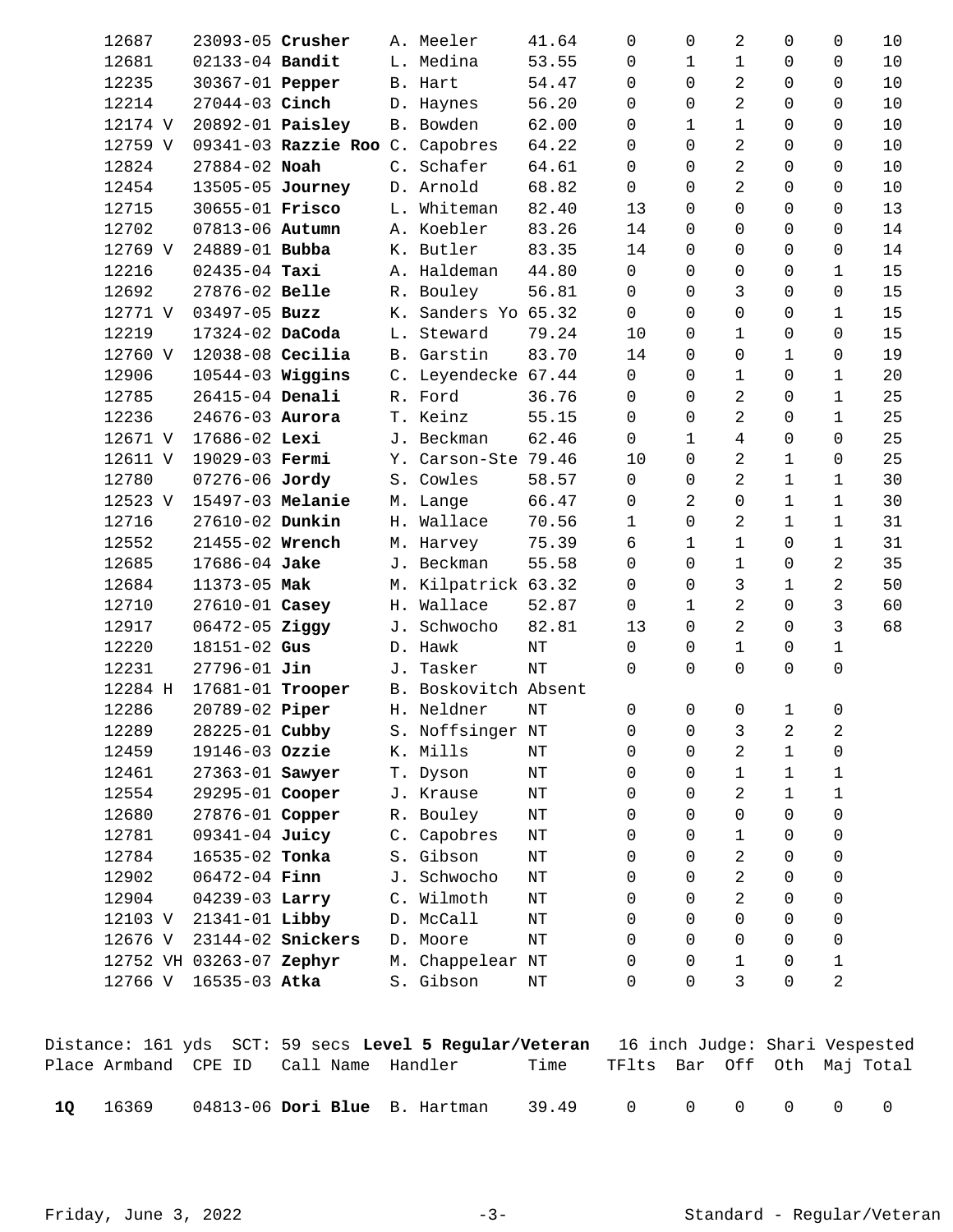| Place | Armband | CPE ID | Call Name | Handler | Time | TFlts | Bar | Off | Oth | Maj | Total |
|---|---|---|---|---|---|---|---|---|---|---|---|
| | 12687 | 23093-05 | **Crusher** | A. Meeler | 41.64 | 0 | 0 | 2 | 0 | 0 | 10 |
| | 12681 | 02133-04 | **Bandit** | L. Medina | 53.55 | 0 | 1 | 1 | 0 | 0 | 10 |
| | 12235 | 30367-01 | **Pepper** | B. Hart | 54.47 | 0 | 0 | 2 | 0 | 0 | 10 |
| | 12214 | 27044-03 | **Cinch** | D. Haynes | 56.20 | 0 | 0 | 2 | 0 | 0 | 10 |
| | 12174 V | 20892-01 | **Paisley** | B. Bowden | 62.00 | 0 | 1 | 1 | 0 | 0 | 10 |
| | 12759 V | 09341-03 | **Razzie Roo** | C. Capobres | 64.22 | 0 | 0 | 2 | 0 | 0 | 10 |
| | 12824 | 27884-02 | **Noah** | C. Schafer | 64.61 | 0 | 0 | 2 | 0 | 0 | 10 |
| | 12454 | 13505-05 | **Journey** | D. Arnold | 68.82 | 0 | 0 | 2 | 0 | 0 | 10 |
| | 12715 | 30655-01 | **Frisco** | L. Whiteman | 82.40 | 13 | 0 | 0 | 0 | 0 | 13 |
| | 12702 | 07813-06 | **Autumn** | A. Koebler | 83.26 | 14 | 0 | 0 | 0 | 0 | 14 |
| | 12769 V | 24889-01 | **Bubba** | K. Butler | 83.35 | 14 | 0 | 0 | 0 | 0 | 14 |
| | 12216 | 02435-04 | **Taxi** | A. Haldeman | 44.80 | 0 | 0 | 0 | 0 | 1 | 15 |
| | 12692 | 27876-02 | **Belle** | R. Bouley | 56.81 | 0 | 0 | 3 | 0 | 0 | 15 |
| | 12771 V | 03497-05 | **Buzz** | K. Sanders Yo | 65.32 | 0 | 0 | 0 | 0 | 1 | 15 |
| | 12219 | 17324-02 | **DaCoda** | L. Steward | 79.24 | 10 | 0 | 1 | 0 | 0 | 15 |
| | 12760 V | 12038-08 | **Cecilia** | B. Garstin | 83.70 | 14 | 0 | 0 | 1 | 0 | 19 |
| | 12906 | 10544-03 | **Wiggins** | C. Leyendecke | 67.44 | 0 | 0 | 1 | 0 | 1 | 20 |
| | 12785 | 26415-04 | **Denali** | R. Ford | 36.76 | 0 | 0 | 2 | 0 | 1 | 25 |
| | 12236 | 24676-03 | **Aurora** | T. Keinz | 55.15 | 0 | 0 | 2 | 0 | 1 | 25 |
| | 12671 V | 17686-02 | **Lexi** | J. Beckman | 62.46 | 0 | 1 | 4 | 0 | 0 | 25 |
| | 12611 V | 19029-03 | **Fermi** | Y. Carson-Ste | 79.46 | 10 | 0 | 2 | 1 | 0 | 25 |
| | 12780 | 07276-06 | **Jordy** | S. Cowles | 58.57 | 0 | 0 | 2 | 1 | 1 | 30 |
| | 12523 V | 15497-03 | **Melanie** | M. Lange | 66.47 | 0 | 2 | 0 | 1 | 1 | 30 |
| | 12716 | 27610-02 | **Dunkin** | H. Wallace | 70.56 | 1 | 0 | 2 | 1 | 1 | 31 |
| | 12552 | 21455-02 | **Wrench** | M. Harvey | 75.39 | 6 | 1 | 1 | 0 | 1 | 31 |
| | 12685 | 17686-04 | **Jake** | J. Beckman | 55.58 | 0 | 0 | 1 | 0 | 2 | 35 |
| | 12684 | 11373-05 | **Mak** | M. Kilpatrick | 63.32 | 0 | 0 | 3 | 1 | 2 | 50 |
| | 12710 | 27610-01 | **Casey** | H. Wallace | 52.87 | 0 | 1 | 2 | 0 | 3 | 60 |
| | 12917 | 06472-05 | **Ziggy** | J. Schwocho | 82.81 | 13 | 0 | 2 | 0 | 3 | 68 |
| | 12220 | 18151-02 | **Gus** | D. Hawk | NT | 0 | 0 | 1 | 0 | 1 | |
| | 12231 | 27796-01 | **Jin** | J. Tasker | NT | 0 | 0 | 0 | 0 | 0 | |
| | 12284 H | 17681-01 | **Trooper** | B. Boskovitch | Absent | | | | | | |
| | 12286 | 20789-02 | **Piper** | H. Neldner | NT | 0 | 0 | 0 | 1 | 0 | |
| | 12289 | 28225-01 | **Cubby** | S. Noffsinger | NT | 0 | 0 | 3 | 2 | 2 | |
| | 12459 | 19146-03 | **Ozzie** | K. Mills | NT | 0 | 0 | 2 | 1 | 0 | |
| | 12461 | 27363-01 | **Sawyer** | T. Dyson | NT | 0 | 0 | 1 | 1 | 1 | |
| | 12554 | 29295-01 | **Cooper** | J. Krause | NT | 0 | 0 | 2 | 1 | 1 | |
| | 12680 | 27876-01 | **Copper** | R. Bouley | NT | 0 | 0 | 0 | 0 | 0 | |
| | 12781 | 09341-04 | **Juicy** | C. Capobres | NT | 0 | 0 | 1 | 0 | 0 | |
| | 12784 | 16535-02 | **Tonka** | S. Gibson | NT | 0 | 0 | 2 | 0 | 0 | |
| | 12902 | 06472-04 | **Finn** | J. Schwocho | NT | 0 | 0 | 2 | 0 | 0 | |
| | 12904 | 04239-03 | **Larry** | C. Wilmoth | NT | 0 | 0 | 2 | 0 | 0 | |
| | 12103 V | 21341-01 | **Libby** | D. McCall | NT | 0 | 0 | 0 | 0 | 0 | |
| | 12676 V | 23144-02 | **Snickers** | D. Moore | NT | 0 | 0 | 0 | 0 | 0 | |
| | 12752 VH | 03263-07 | **Zephyr** | M. Chappelear | NT | 0 | 0 | 1 | 0 | 1 | |
| | 12766 V | 16535-03 | **Atka** | S. Gibson | NT | 0 | 0 | 3 | 0 | 2 | |

Distance: 161 yds SCT: 59 secs **Level 5 Regular/Veteran** 16 inch Judge: Shari Vespested

| Place | Armband | CPE ID | Call Name | Handler | Time | TFlts | Bar | Off | Oth | Maj | Total |
|---|---|---|---|---|---|---|---|---|---|---|---|
| **1Q** | 16369 | 04813-06 | **Dori Blue** | B. Hartman | 39.49 | 0 | 0 | 0 | 0 | 0 | 0 |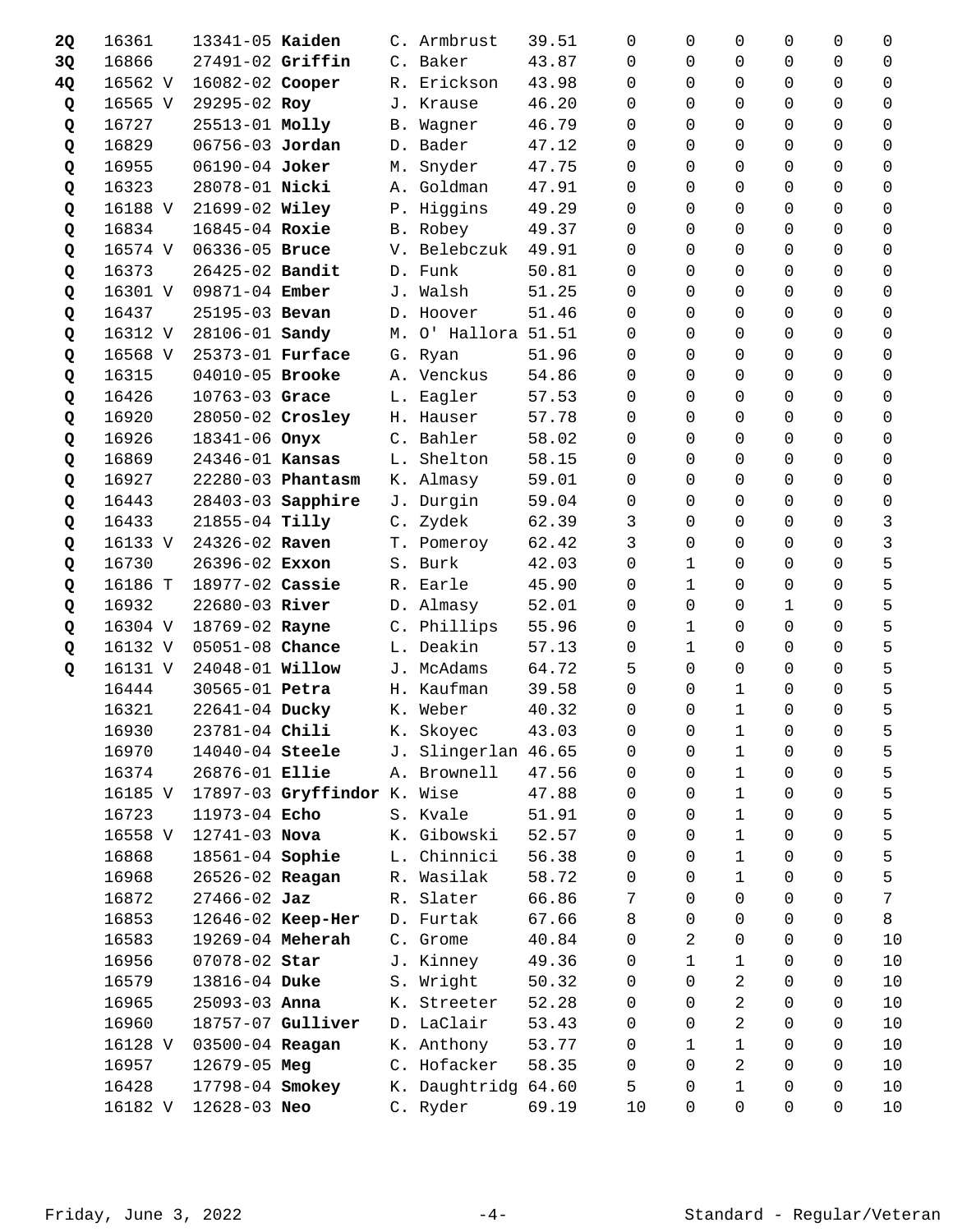| | | | | | | | | | | | |
|---|---|---|---|---|---|---|---|---|---|---|---|
| **2Q** | 16361 | 13341-05 **Kaiden** | C. Armbrust | 39.51 | 0 | 0 | 0 | 0 | 0 | 0 |
| **3Q** | 16866 | 27491-02 **Griffin** | C. Baker | 43.87 | 0 | 0 | 0 | 0 | 0 | 0 |
| **4Q** | 16562 V | 16082-02 **Cooper** | R. Erickson | 43.98 | 0 | 0 | 0 | 0 | 0 | 0 |
| **Q** | 16565 V | 29295-02 **Roy** | J. Krause | 46.20 | 0 | 0 | 0 | 0 | 0 | 0 |
| **Q** | 16727 | 25513-01 **Molly** | B. Wagner | 46.79 | 0 | 0 | 0 | 0 | 0 | 0 |
| **Q** | 16829 | 06756-03 **Jordan** | D. Bader | 47.12 | 0 | 0 | 0 | 0 | 0 | 0 |
| **Q** | 16955 | 06190-04 **Joker** | M. Snyder | 47.75 | 0 | 0 | 0 | 0 | 0 | 0 |
| **Q** | 16323 | 28078-01 **Nicki** | A. Goldman | 47.91 | 0 | 0 | 0 | 0 | 0 | 0 |
| **Q** | 16188 V | 21699-02 **Wiley** | P. Higgins | 49.29 | 0 | 0 | 0 | 0 | 0 | 0 |
| **Q** | 16834 | 16845-04 **Roxie** | B. Robey | 49.37 | 0 | 0 | 0 | 0 | 0 | 0 |
| **Q** | 16574 V | 06336-05 **Bruce** | V. Belebczuk | 49.91 | 0 | 0 | 0 | 0 | 0 | 0 |
| **Q** | 16373 | 26425-02 **Bandit** | D. Funk | 50.81 | 0 | 0 | 0 | 0 | 0 | 0 |
| **Q** | 16301 V | 09871-04 **Ember** | J. Walsh | 51.25 | 0 | 0 | 0 | 0 | 0 | 0 |
| **Q** | 16437 | 25195-03 **Bevan** | D. Hoover | 51.46 | 0 | 0 | 0 | 0 | 0 | 0 |
| **Q** | 16312 V | 28106-01 **Sandy** | M. O' Hallora | 51.51 | 0 | 0 | 0 | 0 | 0 | 0 |
| **Q** | 16568 V | 25373-01 **Furface** | G. Ryan | 51.96 | 0 | 0 | 0 | 0 | 0 | 0 |
| **Q** | 16315 | 04010-05 **Brooke** | A. Venckus | 54.86 | 0 | 0 | 0 | 0 | 0 | 0 |
| **Q** | 16426 | 10763-03 **Grace** | L. Eagler | 57.53 | 0 | 0 | 0 | 0 | 0 | 0 |
| **Q** | 16920 | 28050-02 **Crosley** | H. Hauser | 57.78 | 0 | 0 | 0 | 0 | 0 | 0 |
| **Q** | 16926 | 18341-06 **Onyx** | C. Bahler | 58.02 | 0 | 0 | 0 | 0 | 0 | 0 |
| **Q** | 16869 | 24346-01 **Kansas** | L. Shelton | 58.15 | 0 | 0 | 0 | 0 | 0 | 0 |
| **Q** | 16927 | 22280-03 **Phantasm** | K. Almasy | 59.01 | 0 | 0 | 0 | 0 | 0 | 0 |
| **Q** | 16443 | 28403-03 **Sapphire** | J. Durgin | 59.04 | 0 | 0 | 0 | 0 | 0 | 0 |
| **Q** | 16433 | 21855-04 **Tilly** | C. Zydek | 62.39 | 3 | 0 | 0 | 0 | 0 | 3 |
| **Q** | 16133 V | 24326-02 **Raven** | T. Pomeroy | 62.42 | 3 | 0 | 0 | 0 | 0 | 3 |
| **Q** | 16730 | 26396-02 **Exxon** | S. Burk | 42.03 | 0 | 1 | 0 | 0 | 0 | 5 |
| **Q** | 16186 T | 18977-02 **Cassie** | R. Earle | 45.90 | 0 | 1 | 0 | 0 | 0 | 5 |
| **Q** | 16932 | 22680-03 **River** | D. Almasy | 52.01 | 0 | 0 | 0 | 1 | 0 | 5 |
| **Q** | 16304 V | 18769-02 **Rayne** | C. Phillips | 55.96 | 0 | 1 | 0 | 0 | 0 | 5 |
| **Q** | 16132 V | 05051-08 **Chance** | L. Deakin | 57.13 | 0 | 1 | 0 | 0 | 0 | 5 |
| **Q** | 16131 V | 24048-01 **Willow** | J. McAdams | 64.72 | 5 | 0 | 0 | 0 | 0 | 5 |
| | 16444 | 30565-01 **Petra** | H. Kaufman | 39.58 | 0 | 0 | 1 | 0 | 0 | 5 |
| | 16321 | 22641-04 **Ducky** | K. Weber | 40.32 | 0 | 0 | 1 | 0 | 0 | 5 |
| | 16930 | 23781-04 **Chili** | K. Skoyec | 43.03 | 0 | 0 | 1 | 0 | 0 | 5 |
| | 16970 | 14040-04 **Steele** | J. Slingerlan | 46.65 | 0 | 0 | 1 | 0 | 0 | 5 |
| | 16374 | 26876-01 **Ellie** | A. Brownell | 47.56 | 0 | 0 | 1 | 0 | 0 | 5 |
| | 16185 V | 17897-03 **Gryffindor** | K. Wise | 47.88 | 0 | 0 | 1 | 0 | 0 | 5 |
| | 16723 | 11973-04 **Echo** | S. Kvale | 51.91 | 0 | 0 | 1 | 0 | 0 | 5 |
| | 16558 V | 12741-03 **Nova** | K. Gibowski | 52.57 | 0 | 0 | 1 | 0 | 0 | 5 |
| | 16868 | 18561-04 **Sophie** | L. Chinnici | 56.38 | 0 | 0 | 1 | 0 | 0 | 5 |
| | 16968 | 26526-02 **Reagan** | R. Wasilak | 58.72 | 0 | 0 | 1 | 0 | 0 | 5 |
| | 16872 | 27466-02 **Jaz** | R. Slater | 66.86 | 7 | 0 | 0 | 0 | 0 | 7 |
| | 16853 | 12646-02 **Keep-Her** | D. Furtak | 67.66 | 8 | 0 | 0 | 0 | 0 | 8 |
| | 16583 | 19269-04 **Meherah** | C. Grome | 40.84 | 0 | 2 | 0 | 0 | 0 | 10 |
| | 16956 | 07078-02 **Star** | J. Kinney | 49.36 | 0 | 1 | 1 | 0 | 0 | 10 |
| | 16579 | 13816-04 **Duke** | S. Wright | 50.32 | 0 | 0 | 2 | 0 | 0 | 10 |
| | 16965 | 25093-03 **Anna** | K. Streeter | 52.28 | 0 | 0 | 2 | 0 | 0 | 10 |
| | 16960 | 18757-07 **Gulliver** | D. LaClair | 53.43 | 0 | 0 | 2 | 0 | 0 | 10 |
| | 16128 V | 03500-04 **Reagan** | K. Anthony | 53.77 | 0 | 1 | 1 | 0 | 0 | 10 |
| | 16957 | 12679-05 **Meg** | C. Hofacker | 58.35 | 0 | 0 | 2 | 0 | 0 | 10 |
| | 16428 | 17798-04 **Smokey** | K. Daughtridg | 64.60 | 5 | 0 | 1 | 0 | 0 | 10 |
| | 16182 V | 12628-03 **Neo** | C. Ryder | 69.19 | 10 | 0 | 0 | 0 | 0 | 10 |

Friday, June 3, 2022 Standard - Regular/Veteran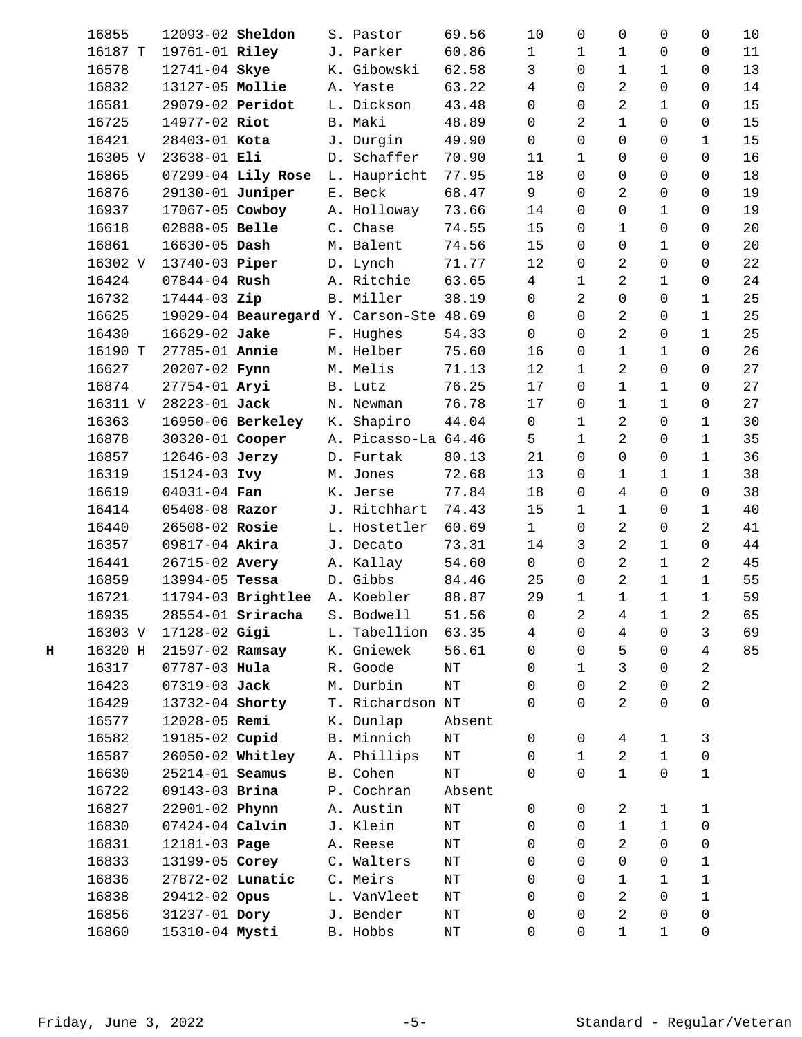| | | | | | | | | | | | |
|---|---|---|---|---|---|---|---|---|---|---|---|
| | 16855 | 12093-02 **Sheldon** | S. Pastor | 69.56 | 10 | 0 | 0 | 0 | 0 | 10 |
| | 16187 T | 19761-01 **Riley** | J. Parker | 60.86 | 1 | 1 | 1 | 0 | 0 | 11 |
| | 16578 | 12741-04 **Skye** | K. Gibowski | 62.58 | 3 | 0 | 1 | 1 | 0 | 13 |
| | 16832 | 13127-05 **Mollie** | A. Yaste | 63.22 | 4 | 0 | 2 | 0 | 0 | 14 |
| | 16581 | 29079-02 **Peridot** | L. Dickson | 43.48 | 0 | 0 | 2 | 1 | 0 | 15 |
| | 16725 | 14977-02 **Riot** | B. Maki | 48.89 | 0 | 2 | 1 | 0 | 0 | 15 |
| | 16421 | 28403-01 **Kota** | J. Durgin | 49.90 | 0 | 0 | 0 | 0 | 1 | 15 |
| | 16305 V | 23638-01 **Eli** | D. Schaffer | 70.90 | 11 | 1 | 0 | 0 | 0 | 16 |
| | 16865 | 07299-04 **Lily Rose** | L. Haupricht | 77.95 | 18 | 0 | 0 | 0 | 0 | 18 |
| | 16876 | 29130-01 **Juniper** | E. Beck | 68.47 | 9 | 0 | 2 | 0 | 0 | 19 |
| | 16937 | 17067-05 **Cowboy** | A. Holloway | 73.66 | 14 | 0 | 0 | 1 | 0 | 19 |
| | 16618 | 02888-05 **Belle** | C. Chase | 74.55 | 15 | 0 | 1 | 0 | 0 | 20 |
| | 16861 | 16630-05 **Dash** | M. Balent | 74.56 | 15 | 0 | 0 | 1 | 0 | 20 |
| | 16302 V | 13740-03 **Piper** | D. Lynch | 71.77 | 12 | 0 | 2 | 0 | 0 | 22 |
| | 16424 | 07844-04 **Rush** | A. Ritchie | 63.65 | 4 | 1 | 2 | 1 | 0 | 24 |
| | 16732 | 17444-03 **Zip** | B. Miller | 38.19 | 0 | 2 | 0 | 0 | 1 | 25 |
| | 16625 | 19029-04 **Beauregard** | Y. Carson-Ste | 48.69 | 0 | 0 | 2 | 0 | 1 | 25 |
| | 16430 | 16629-02 **Jake** | F. Hughes | 54.33 | 0 | 0 | 2 | 0 | 1 | 25 |
| | 16190 T | 27785-01 **Annie** | M. Helber | 75.60 | 16 | 0 | 1 | 1 | 0 | 26 |
| | 16627 | 20207-02 **Fynn** | M. Melis | 71.13 | 12 | 1 | 2 | 0 | 0 | 27 |
| | 16874 | 27754-01 **Aryi** | B. Lutz | 76.25 | 17 | 0 | 1 | 1 | 0 | 27 |
| | 16311 V | 28223-01 **Jack** | N. Newman | 76.78 | 17 | 0 | 1 | 1 | 0 | 27 |
| | 16363 | 16950-06 **Berkeley** | K. Shapiro | 44.04 | 0 | 1 | 2 | 0 | 1 | 30 |
| | 16878 | 30320-01 **Cooper** | A. Picasso-La | 64.46 | 5 | 1 | 2 | 0 | 1 | 35 |
| | 16857 | 12646-03 **Jerzy** | D. Furtak | 80.13 | 21 | 0 | 0 | 0 | 1 | 36 |
| | 16319 | 15124-03 **Ivy** | M. Jones | 72.68 | 13 | 0 | 1 | 1 | 1 | 38 |
| | 16619 | 04031-04 **Fan** | K. Jerse | 77.84 | 18 | 0 | 4 | 0 | 0 | 38 |
| | 16414 | 05408-08 **Razor** | J. Ritchhart | 74.43 | 15 | 1 | 1 | 0 | 1 | 40 |
| | 16440 | 26508-02 **Rosie** | L. Hostetler | 60.69 | 1 | 0 | 2 | 0 | 2 | 41 |
| | 16357 | 09817-04 **Akira** | J. Decato | 73.31 | 14 | 3 | 2 | 1 | 0 | 44 |
| | 16441 | 26715-02 **Avery** | A. Kallay | 54.60 | 0 | 0 | 2 | 1 | 2 | 45 |
| | 16859 | 13994-05 **Tessa** | D. Gibbs | 84.46 | 25 | 0 | 2 | 1 | 1 | 55 |
| | 16721 | 11794-03 **Brightlee** | A. Koebler | 88.87 | 29 | 1 | 1 | 1 | 1 | 59 |
| | 16935 | 28554-01 **Sriracha** | S. Bodwell | 51.56 | 0 | 2 | 4 | 1 | 2 | 65 |
| | 16303 V | 17128-02 **Gigi** | L. Tabellion | 63.35 | 4 | 0 | 4 | 0 | 3 | 69 |
| **H** | 16320 H | 21597-02 **Ramsay** | K. Gniewek | 56.61 | 0 | 0 | 5 | 0 | 4 | 85 |
| | 16317 | 07787-03 **Hula** | R. Goode | NT | 0 | 1 | 3 | 0 | 2 | |
| | 16423 | 07319-03 **Jack** | M. Durbin | NT | 0 | 0 | 2 | 0 | 2 | |
| | 16429 | 13732-04 **Shorty** | T. Richardson | NT | 0 | 0 | 2 | 0 | 0 | |
| | 16577 | 12028-05 **Remi** | K. Dunlap | Absent | | | | | | |
| | 16582 | 19185-02 **Cupid** | B. Minnich | NT | 0 | 0 | 4 | 1 | 3 | |
| | 16587 | 26050-02 **Whitley** | A. Phillips | NT | 0 | 1 | 2 | 1 | 0 | |
| | 16630 | 25214-01 **Seamus** | B. Cohen | NT | 0 | 0 | 1 | 0 | 1 | |
| | 16722 | 09143-03 **Brina** | P. Cochran | Absent | | | | | | |
| | 16827 | 22901-02 **Phynn** | A. Austin | NT | 0 | 0 | 2 | 1 | 1 | |
| | 16830 | 07424-04 **Calvin** | J. Klein | NT | 0 | 0 | 1 | 1 | 0 | |
| | 16831 | 12181-03 **Page** | A. Reese | NT | 0 | 0 | 2 | 0 | 0 | |
| | 16833 | 13199-05 **Corey** | C. Walters | NT | 0 | 0 | 0 | 0 | 1 | |
| | 16836 | 27872-02 **Lunatic** | C. Meirs | NT | 0 | 0 | 1 | 1 | 1 | |
| | 16838 | 29412-02 **Opus** | L. VanVleet | NT | 0 | 0 | 2 | 0 | 1 | |
| | 16856 | 31237-01 **Dory** | J. Bender | NT | 0 | 0 | 2 | 0 | 0 | |
| | 16860 | 15310-04 **Mysti** | B. Hobbs | NT | 0 | 0 | 1 | 1 | 0 | |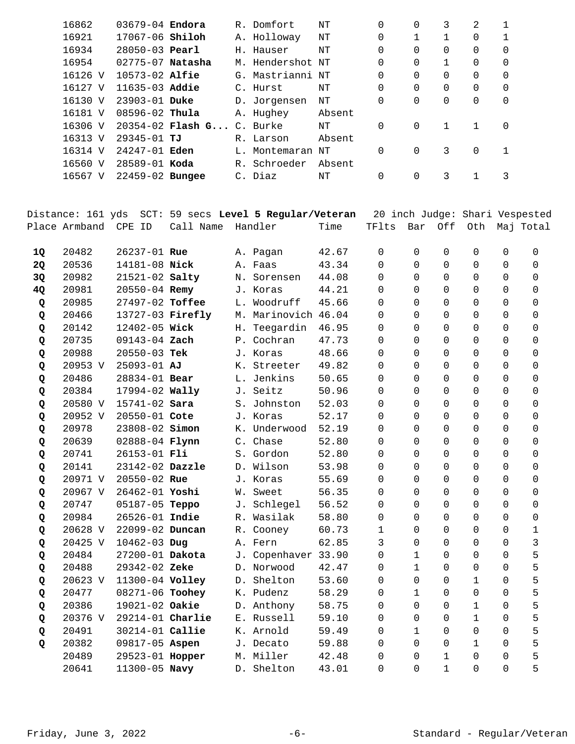| Place | Armband | CPE ID | Call Name | Handler | Time | TFlts | Bar | Off | Oth | Maj | Total |
|---|---|---|---|---|---|---|---|---|---|---|---|
| | 16862 | 03679-04 | **Endora** | R. Domfort | NT | 0 | 0 | 3 | 2 | 1 | |
| | 16921 | 17067-06 | **Shiloh** | A. Holloway | NT | 0 | 1 | 1 | 0 | 1 | |
| | 16934 | 28050-03 | **Pearl** | H. Hauser | NT | 0 | 0 | 0 | 0 | 0 | |
| | 16954 | 02775-07 | **Natasha** | M. Hendershot | NT | 0 | 0 | 1 | 0 | 0 | |
| | 16126 V | 10573-02 | **Alfie** | G. Mastrianni | NT | 0 | 0 | 0 | 0 | 0 | |
| | 16127 V | 11635-03 | **Addie** | C. Hurst | NT | 0 | 0 | 0 | 0 | 0 | |
| | 16130 V | 23903-01 | **Duke** | D. Jorgensen | NT | 0 | 0 | 0 | 0 | 0 | |
| | 16181 V | 08596-02 | **Thula** | A. Hughey | Absent | | | | | | |
| | 16306 V | 20354-02 | **Flash G...** | C. Burke | NT | 0 | 0 | 1 | 1 | 0 | |
| | 16313 V | 29345-01 | **TJ** | R. Larson | Absent | | | | | | |
| | 16314 V | 24247-01 | **Eden** | L. Montemaran | NT | 0 | 0 | 3 | 0 | 1 | |
| | 16560 V | 28589-01 | **Koda** | R. Schroeder | Absent | | | | | | |
| | 16567 V | 22459-02 | **Bungee** | C. Diaz | NT | 0 | 0 | 3 | 1 | 3 | |

Distance: 161 yds SCT: 59 secs **Level 5 Regular/Veteran** 20 inch Judge: Shari Vespested

| Place | Armband | CPE ID | Call Name | Handler | Time | TFlts | Bar | Off | Oth | Maj | Total |
|---|---|---|---|---|---|---|---|---|---|---|---|
| **1Q** | 20482 | 26237-01 | **Rue** | A. Pagan | 42.67 | 0 | 0 | 0 | 0 | 0 | 0 |
| **2Q** | 20536 | 14181-08 | **Nick** | A. Faas | 43.34 | 0 | 0 | 0 | 0 | 0 | 0 |
| **3Q** | 20982 | 21521-02 | **Salty** | N. Sorensen | 44.08 | 0 | 0 | 0 | 0 | 0 | 0 |
| **4Q** | 20981 | 20550-04 | **Remy** | J. Koras | 44.21 | 0 | 0 | 0 | 0 | 0 | 0 |
| **Q** | 20985 | 27497-02 | **Toffee** | L. Woodruff | 45.66 | 0 | 0 | 0 | 0 | 0 | 0 |
| **Q** | 20466 | 13727-03 | **Firefly** | M. Marinovich | 46.04 | 0 | 0 | 0 | 0 | 0 | 0 |
| **Q** | 20142 | 12402-05 | **Wick** | H. Teegardin | 46.95 | 0 | 0 | 0 | 0 | 0 | 0 |
| **Q** | 20735 | 09143-04 | **Zach** | P. Cochran | 47.73 | 0 | 0 | 0 | 0 | 0 | 0 |
| **Q** | 20988 | 20550-03 | **Tek** | J. Koras | 48.66 | 0 | 0 | 0 | 0 | 0 | 0 |
| **Q** | 20953 V | 25093-01 | **AJ** | K. Streeter | 49.82 | 0 | 0 | 0 | 0 | 0 | 0 |
| **Q** | 20486 | 28834-01 | **Bear** | L. Jenkins | 50.65 | 0 | 0 | 0 | 0 | 0 | 0 |
| **Q** | 20384 | 17994-02 | **Wally** | J. Seitz | 50.96 | 0 | 0 | 0 | 0 | 0 | 0 |
| **Q** | 20580 V | 15741-02 | **Sara** | S. Johnston | 52.03 | 0 | 0 | 0 | 0 | 0 | 0 |
| **Q** | 20952 V | 20550-01 | **Cote** | J. Koras | 52.17 | 0 | 0 | 0 | 0 | 0 | 0 |
| **Q** | 20978 | 23808-02 | **Simon** | K. Underwood | 52.19 | 0 | 0 | 0 | 0 | 0 | 0 |
| **Q** | 20639 | 02888-04 | **Flynn** | C. Chase | 52.80 | 0 | 0 | 0 | 0 | 0 | 0 |
| **Q** | 20741 | 26153-01 | **Fli** | S. Gordon | 52.80 | 0 | 0 | 0 | 0 | 0 | 0 |
| **Q** | 20141 | 23142-02 | **Dazzle** | D. Wilson | 53.98 | 0 | 0 | 0 | 0 | 0 | 0 |
| **Q** | 20971 V | 20550-02 | **Rue** | J. Koras | 55.69 | 0 | 0 | 0 | 0 | 0 | 0 |
| **Q** | 20967 V | 26462-01 | **Yoshi** | W. Sweet | 56.35 | 0 | 0 | 0 | 0 | 0 | 0 |
| **Q** | 20747 | 05187-05 | **Teppo** | J. Schlegel | 56.52 | 0 | 0 | 0 | 0 | 0 | 0 |
| **Q** | 20984 | 26526-01 | **Indie** | R. Wasilak | 58.80 | 0 | 0 | 0 | 0 | 0 | 0 |
| **Q** | 20628 V | 22099-02 | **Duncan** | R. Cooney | 60.73 | 1 | 0 | 0 | 0 | 0 | 1 |
| **Q** | 20425 V | 10462-03 | **Dug** | A. Fern | 62.85 | 3 | 0 | 0 | 0 | 0 | 3 |
| **Q** | 20484 | 27200-01 | **Dakota** | J. Copenhaver | 33.90 | 0 | 1 | 0 | 0 | 0 | 5 |
| **Q** | 20488 | 29342-02 | **Zeke** | D. Norwood | 42.47 | 0 | 1 | 0 | 0 | 0 | 5 |
| **Q** | 20623 V | 11300-04 | **Volley** | D. Shelton | 53.60 | 0 | 0 | 0 | 1 | 0 | 5 |
| **Q** | 20477 | 08271-06 | **Toohey** | K. Pudenz | 58.29 | 0 | 1 | 0 | 0 | 0 | 5 |
| **Q** | 20386 | 19021-02 | **Oakie** | D. Anthony | 58.75 | 0 | 0 | 0 | 1 | 0 | 5 |
| **Q** | 20376 V | 29214-01 | **Charlie** | E. Russell | 59.10 | 0 | 0 | 0 | 1 | 0 | 5 |
| **Q** | 20491 | 30214-01 | **Callie** | K. Arnold | 59.49 | 0 | 1 | 0 | 0 | 0 | 5 |
| **Q** | 20382 | 09817-05 | **Aspen** | J. Decato | 59.88 | 0 | 0 | 0 | 1 | 0 | 5 |
| | 20489 | 29523-01 | **Hopper** | M. Miller | 42.48 | 0 | 0 | 1 | 0 | 0 | 5 |
| | 20641 | 11300-05 | **Navy** | D. Shelton | 43.01 | 0 | 0 | 1 | 0 | 0 | 5 |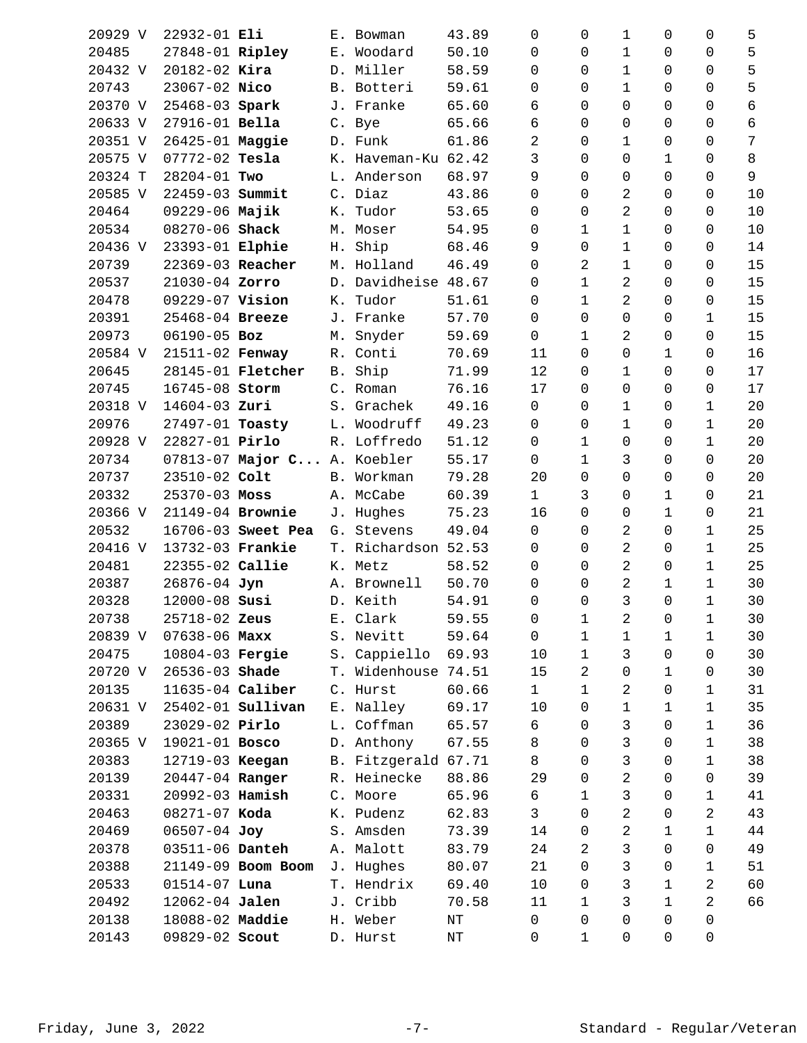| | | | | | | | | | | |
|---|---|---|---|---|---|---|---|---|---|---|
| 20929 V | 22932-01 **Eli** | E. Bowman | 43.89 | 0 | 0 | 1 | 0 | 0 | 5 |
| 20485 | 27848-01 **Ripley** | E. Woodard | 50.10 | 0 | 0 | 1 | 0 | 0 | 5 |
| 20432 V | 20182-02 **Kira** | D. Miller | 58.59 | 0 | 0 | 1 | 0 | 0 | 5 |
| 20743 | 23067-02 **Nico** | B. Botteri | 59.61 | 0 | 0 | 1 | 0 | 0 | 5 |
| 20370 V | 25468-03 **Spark** | J. Franke | 65.60 | 6 | 0 | 0 | 0 | 0 | 6 |
| 20633 V | 27916-01 **Bella** | C. Bye | 65.66 | 6 | 0 | 0 | 0 | 0 | 6 |
| 20351 V | 26425-01 **Maggie** | D. Funk | 61.86 | 2 | 0 | 1 | 0 | 0 | 7 |
| 20575 V | 07772-02 **Tesla** | K. Haveman-Ku | 62.42 | 3 | 0 | 0 | 1 | 0 | 8 |
| 20324 T | 28204-01 **Two** | L. Anderson | 68.97 | 9 | 0 | 0 | 0 | 0 | 9 |
| 20585 V | 22459-03 **Summit** | C. Diaz | 43.86 | 0 | 0 | 2 | 0 | 0 | 10 |
| 20464 | 09229-06 **Majik** | K. Tudor | 53.65 | 0 | 0 | 2 | 0 | 0 | 10 |
| 20534 | 08270-06 **Shack** | M. Moser | 54.95 | 0 | 1 | 1 | 0 | 0 | 10 |
| 20436 V | 23393-01 **Elphie** | H. Ship | 68.46 | 9 | 0 | 1 | 0 | 0 | 14 |
| 20739 | 22369-03 **Reacher** | M. Holland | 46.49 | 0 | 2 | 1 | 0 | 0 | 15 |
| 20537 | 21030-04 **Zorro** | D. Davidheise | 48.67 | 0 | 1 | 2 | 0 | 0 | 15 |
| 20478 | 09229-07 **Vision** | K. Tudor | 51.61 | 0 | 1 | 2 | 0 | 0 | 15 |
| 20391 | 25468-04 **Breeze** | J. Franke | 57.70 | 0 | 0 | 0 | 0 | 1 | 15 |
| 20973 | 06190-05 **Boz** | M. Snyder | 59.69 | 0 | 1 | 2 | 0 | 0 | 15 |
| 20584 V | 21511-02 **Fenway** | R. Conti | 70.69 | 11 | 0 | 0 | 1 | 0 | 16 |
| 20645 | 28145-01 **Fletcher** | B. Ship | 71.99 | 12 | 0 | 1 | 0 | 0 | 17 |
| 20745 | 16745-08 **Storm** | C. Roman | 76.16 | 17 | 0 | 0 | 0 | 0 | 17 |
| 20318 V | 14604-03 **Zuri** | S. Grachek | 49.16 | 0 | 0 | 1 | 0 | 1 | 20 |
| 20976 | 27497-01 **Toasty** | L. Woodruff | 49.23 | 0 | 0 | 1 | 0 | 1 | 20 |
| 20928 V | 22827-01 **Pirlo** | R. Loffredo | 51.12 | 0 | 1 | 0 | 0 | 1 | 20 |
| 20734 | 07813-07 **Major C...** | A. Koebler | 55.17 | 0 | 1 | 3 | 0 | 0 | 20 |
| 20737 | 23510-02 **Colt** | B. Workman | 79.28 | 20 | 0 | 0 | 0 | 0 | 20 |
| 20332 | 25370-03 **Moss** | A. McCabe | 60.39 | 1 | 3 | 0 | 1 | 0 | 21 |
| 20366 V | 21149-04 **Brownie** | J. Hughes | 75.23 | 16 | 0 | 0 | 1 | 0 | 21 |
| 20532 | 16706-03 **Sweet Pea** | G. Stevens | 49.04 | 0 | 0 | 2 | 0 | 1 | 25 |
| 20416 V | 13732-03 **Frankie** | T. Richardson | 52.53 | 0 | 0 | 2 | 0 | 1 | 25 |
| 20481 | 22355-02 **Callie** | K. Metz | 58.52 | 0 | 0 | 2 | 0 | 1 | 25 |
| 20387 | 26876-04 **Jyn** | A. Brownell | 50.70 | 0 | 0 | 2 | 1 | 1 | 30 |
| 20328 | 12000-08 **Susi** | D. Keith | 54.91 | 0 | 0 | 3 | 0 | 1 | 30 |
| 20738 | 25718-02 **Zeus** | E. Clark | 59.55 | 0 | 1 | 2 | 0 | 1 | 30 |
| 20839 V | 07638-06 **Maxx** | S. Nevitt | 59.64 | 0 | 1 | 1 | 1 | 1 | 30 |
| 20475 | 10804-03 **Fergie** | S. Cappiello | 69.93 | 10 | 1 | 3 | 0 | 0 | 30 |
| 20720 V | 26536-03 **Shade** | T. Widenhouse | 74.51 | 15 | 2 | 0 | 1 | 0 | 30 |
| 20135 | 11635-04 **Caliber** | C. Hurst | 60.66 | 1 | 1 | 2 | 0 | 1 | 31 |
| 20631 V | 25402-01 **Sullivan** | E. Nalley | 69.17 | 10 | 0 | 1 | 1 | 1 | 35 |
| 20389 | 23029-02 **Pirlo** | L. Coffman | 65.57 | 6 | 0 | 3 | 0 | 1 | 36 |
| 20365 V | 19021-01 **Bosco** | D. Anthony | 67.55 | 8 | 0 | 3 | 0 | 1 | 38 |
| 20383 | 12719-03 **Keegan** | B. Fitzgerald | 67.71 | 8 | 0 | 3 | 0 | 1 | 38 |
| 20139 | 20447-04 **Ranger** | R. Heinecke | 88.86 | 29 | 0 | 2 | 0 | 0 | 39 |
| 20331 | 20992-03 **Hamish** | C. Moore | 65.96 | 6 | 1 | 3 | 0 | 1 | 41 |
| 20463 | 08271-07 **Koda** | K. Pudenz | 62.83 | 3 | 0 | 2 | 0 | 2 | 43 |
| 20469 | 06507-04 **Joy** | S. Amsden | 73.39 | 14 | 0 | 2 | 1 | 1 | 44 |
| 20378 | 03511-06 **Danteh** | A. Malott | 83.79 | 24 | 2 | 3 | 0 | 0 | 49 |
| 20388 | 21149-09 **Boom Boom** | J. Hughes | 80.07 | 21 | 0 | 3 | 0 | 1 | 51 |
| 20533 | 01514-07 **Luna** | T. Hendrix | 69.40 | 10 | 0 | 3 | 1 | 2 | 60 |
| 20492 | 12062-04 **Jalen** | J. Cribb | 70.58 | 11 | 1 | 3 | 1 | 2 | 66 |
| 20138 | 18088-02 **Maddie** | H. Weber | NT | 0 | 0 | 0 | 0 | 0 | |
| 20143 | 09829-02 **Scout** | D. Hurst | NT | 0 | 1 | 0 | 0 | 0 | |

Friday, June 3, 2022 Standard - Regular/Veteran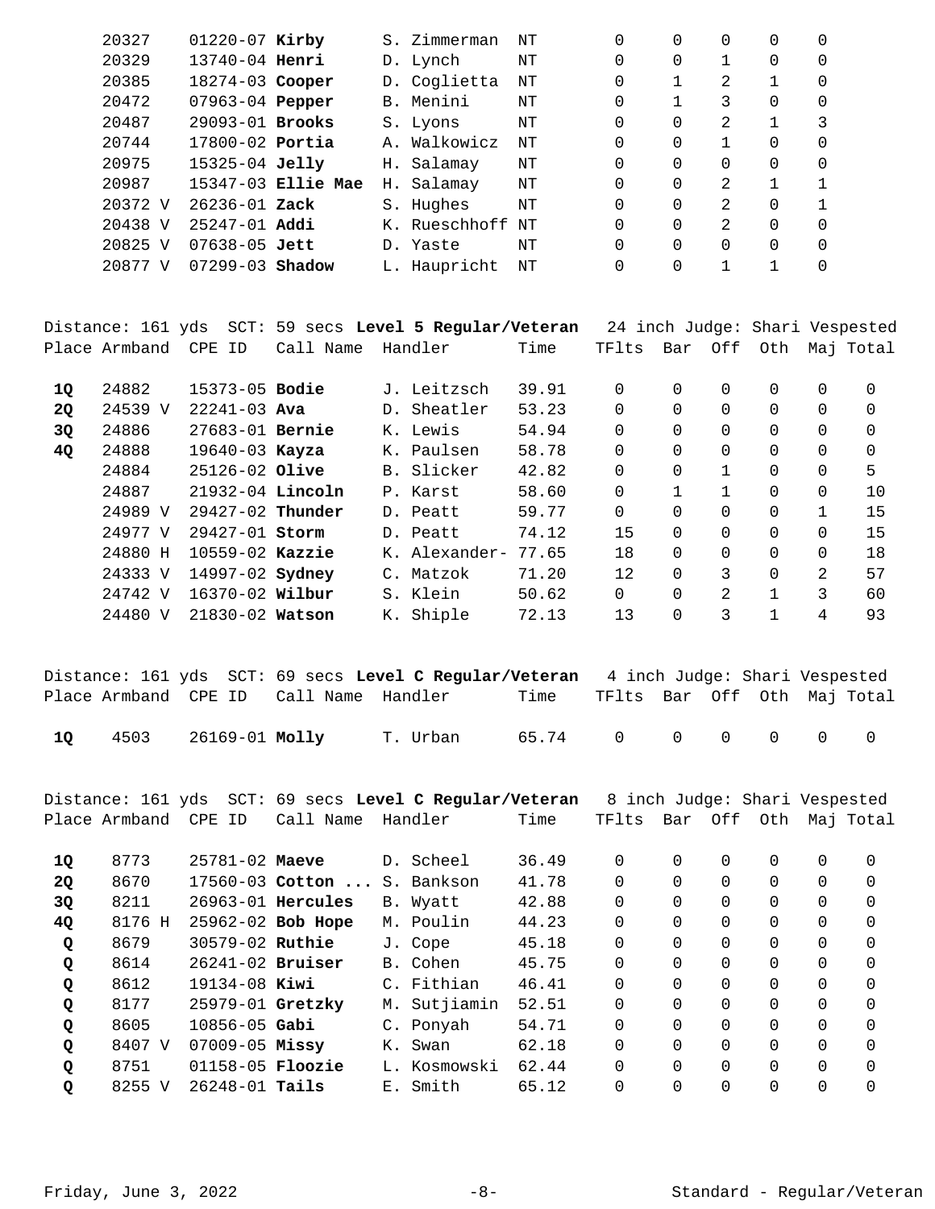| | Armband | CPE ID | Call Name | Handler | Time | TFlts | Bar | Off | Oth | Maj | Total |
|---|---|---|---|---|---|---|---|---|---|---|---|
| | 20327 | 01220-07 | **Kirby** | S. Zimmerman | NT | 0 | 0 | 0 | 0 | 0 | |
| | 20329 | 13740-04 | **Henri** | D. Lynch | NT | 0 | 0 | 1 | 0 | 0 | |
| | 20385 | 18274-03 | **Cooper** | D. Coglietta | NT | 0 | 1 | 2 | 1 | 0 | |
| | 20472 | 07963-04 | **Pepper** | B. Menini | NT | 0 | 1 | 3 | 0 | 0 | |
| | 20487 | 29093-01 | **Brooks** | S. Lyons | NT | 0 | 0 | 2 | 1 | 3 | |
| | 20744 | 17800-02 | **Portia** | A. Walkowicz | NT | 0 | 0 | 1 | 0 | 0 | |
| | 20975 | 15325-04 | **Jelly** | H. Salamay | NT | 0 | 0 | 0 | 0 | 0 | |
| | 20987 | 15347-03 | **Ellie Mae** | H. Salamay | NT | 0 | 0 | 2 | 1 | 1 | |
| | 20372 V | 26236-01 | **Zack** | S. Hughes | NT | 0 | 0 | 2 | 0 | 1 | |
| | 20438 V | 25247-01 | **Addi** | K. Rueschhoff | NT | 0 | 0 | 2 | 0 | 0 | |
| | 20825 V | 07638-05 | **Jett** | D. Yaste | NT | 0 | 0 | 0 | 0 | 0 | |
| | 20877 V | 07299-03 | **Shadow** | L. Haupricht | NT | 0 | 0 | 1 | 1 | 0 | |

Distance: 161 yds SCT: 59 secs **Level 5 Regular/Veteran** 24 inch Judge: Shari Vespested

| Place | Armband | CPE ID | Call Name | Handler | Time | TFlts | Bar | Off | Oth | Maj | Total |
|---|---|---|---|---|---|---|---|---|---|---|---|
| **1Q** | 24882 | 15373-05 | **Bodie** | J. Leitzsch | 39.91 | 0 | 0 | 0 | 0 | 0 | 0 |
| **2Q** | 24539 V | 22241-03 | **Ava** | D. Sheatler | 53.23 | 0 | 0 | 0 | 0 | 0 | 0 |
| **3Q** | 24886 | 27683-01 | **Bernie** | K. Lewis | 54.94 | 0 | 0 | 0 | 0 | 0 | 0 |
| **4Q** | 24888 | 19640-03 | **Kayza** | K. Paulsen | 58.78 | 0 | 0 | 0 | 0 | 0 | 0 |
| | 24884 | 25126-02 | **Olive** | B. Slicker | 42.82 | 0 | 0 | 1 | 0 | 0 | 5 |
| | 24887 | 21932-04 | **Lincoln** | P. Karst | 58.60 | 0 | 1 | 1 | 0 | 0 | 10 |
| | 24989 V | 29427-02 | **Thunder** | D. Peatt | 59.77 | 0 | 0 | 0 | 0 | 1 | 15 |
| | 24977 V | 29427-01 | **Storm** | D. Peatt | 74.12 | 15 | 0 | 0 | 0 | 0 | 15 |
| | 24880 H | 10559-02 | **Kazzie** | K. Alexander- | 77.65 | 18 | 0 | 0 | 0 | 0 | 18 |
| | 24333 V | 14997-02 | **Sydney** | C. Matzok | 71.20 | 12 | 0 | 3 | 0 | 2 | 57 |
| | 24742 V | 16370-02 | **Wilbur** | S. Klein | 50.62 | 0 | 0 | 2 | 1 | 3 | 60 |
| | 24480 V | 21830-02 | **Watson** | K. Shiple | 72.13 | 13 | 0 | 3 | 1 | 4 | 93 |

Distance: 161 yds SCT: 69 secs **Level C Regular/Veteran** 4 inch Judge: Shari Vespested

| Place | Armband | CPE ID | Call Name | Handler | Time | TFlts | Bar | Off | Oth | Maj | Total |
|---|---|---|---|---|---|---|---|---|---|---|---|
| **1Q** | 4503 | 26169-01 | **Molly** | T. Urban | 65.74 | 0 | 0 | 0 | 0 | 0 | 0 |

Distance: 161 yds SCT: 69 secs **Level C Regular/Veteran** 8 inch Judge: Shari Vespested

| Place | Armband | CPE ID | Call Name | Handler | Time | TFlts | Bar | Off | Oth | Maj | Total |
|---|---|---|---|---|---|---|---|---|---|---|---|
| **1Q** | 8773 | 25781-02 | **Maeve** | D. Scheel | 36.49 | 0 | 0 | 0 | 0 | 0 | 0 |
| **2Q** | 8670 | 17560-03 | **Cotton ...** | S. Bankson | 41.78 | 0 | 0 | 0 | 0 | 0 | 0 |
| **3Q** | 8211 | 26963-01 | **Hercules** | B. Wyatt | 42.88 | 0 | 0 | 0 | 0 | 0 | 0 |
| **4Q** | 8176 H | 25962-02 | **Bob Hope** | M. Poulin | 44.23 | 0 | 0 | 0 | 0 | 0 | 0 |
| **Q** | 8679 | 30579-02 | **Ruthie** | J. Cope | 45.18 | 0 | 0 | 0 | 0 | 0 | 0 |
| **Q** | 8614 | 26241-02 | **Bruiser** | B. Cohen | 45.75 | 0 | 0 | 0 | 0 | 0 | 0 |
| **Q** | 8612 | 19134-08 | **Kiwi** | C. Fithian | 46.41 | 0 | 0 | 0 | 0 | 0 | 0 |
| **Q** | 8177 | 25979-01 | **Gretzky** | M. Sutjiamin | 52.51 | 0 | 0 | 0 | 0 | 0 | 0 |
| **Q** | 8605 | 10856-05 | **Gabi** | C. Ponyah | 54.71 | 0 | 0 | 0 | 0 | 0 | 0 |
| **Q** | 8407 V | 07009-05 | **Missy** | K. Swan | 62.18 | 0 | 0 | 0 | 0 | 0 | 0 |
| **Q** | 8751 | 01158-05 | **Floozie** | L. Kosmowski | 62.44 | 0 | 0 | 0 | 0 | 0 | 0 |
| **Q** | 8255 V | 26248-01 | **Tails** | E. Smith | 65.12 | 0 | 0 | 0 | 0 | 0 | 0 |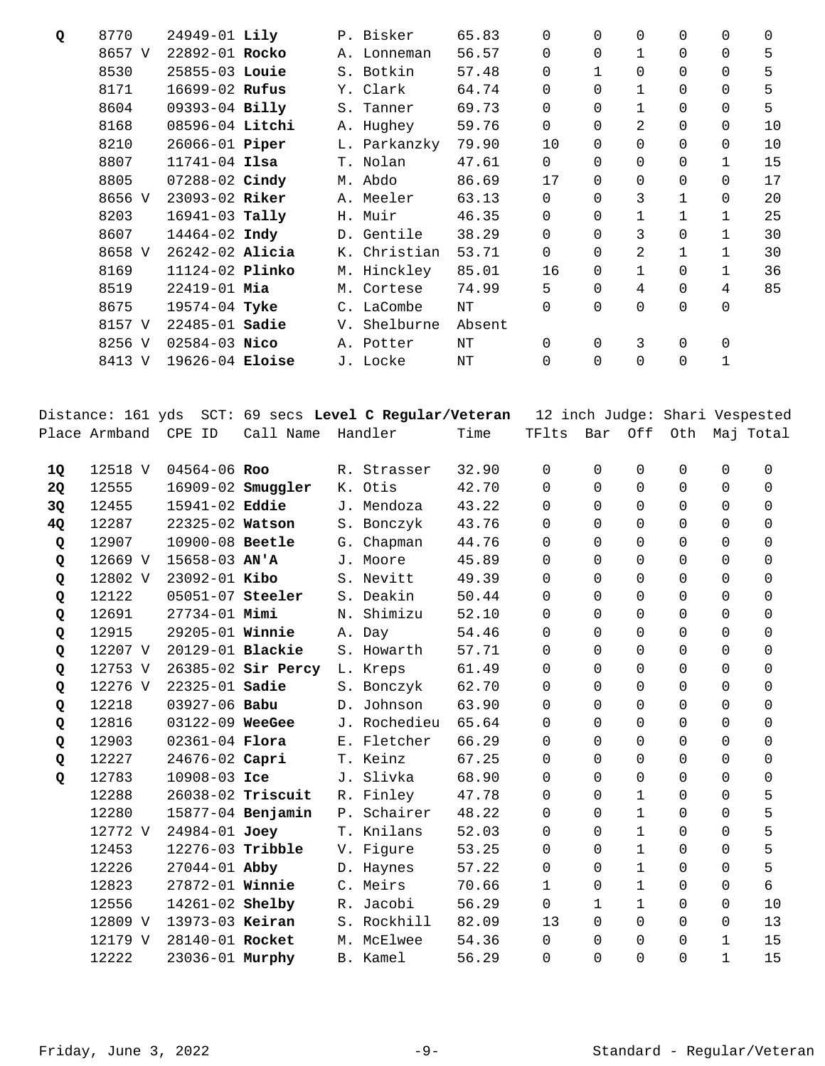| Place | Armband | CPE ID | Call Name | Handler | Time | TFlts | Bar | Off | Oth | Maj | Total |
|---|---|---|---|---|---|---|---|---|---|---|---|
| **Q** | 8770 | 24949-01 | **Lily** | P. Bisker | 65.83 | 0 | 0 | 0 | 0 | 0 | 0 |
| | 8657 V | 22892-01 | **Rocko** | A. Lonneman | 56.57 | 0 | 0 | 1 | 0 | 0 | 5 |
| | 8530 | 25855-03 | **Louie** | S. Botkin | 57.48 | 0 | 1 | 0 | 0 | 0 | 5 |
| | 8171 | 16699-02 | **Rufus** | Y. Clark | 64.74 | 0 | 0 | 1 | 0 | 0 | 5 |
| | 8604 | 09393-04 | **Billy** | S. Tanner | 69.73 | 0 | 0 | 1 | 0 | 0 | 5 |
| | 8168 | 08596-04 | **Litchi** | A. Hughey | 59.76 | 0 | 0 | 2 | 0 | 0 | 10 |
| | 8210 | 26066-01 | **Piper** | L. Parkanzky | 79.90 | 10 | 0 | 0 | 0 | 0 | 10 |
| | 8807 | 11741-04 | **Ilsa** | T. Nolan | 47.61 | 0 | 0 | 0 | 0 | 1 | 15 |
| | 8805 | 07288-02 | **Cindy** | M. Abdo | 86.69 | 17 | 0 | 0 | 0 | 0 | 17 |
| | 8656 V | 23093-02 | **Riker** | A. Meeler | 63.13 | 0 | 0 | 3 | 1 | 0 | 20 |
| | 8203 | 16941-03 | **Tally** | H. Muir | 46.35 | 0 | 0 | 1 | 1 | 1 | 25 |
| | 8607 | 14464-02 | **Indy** | D. Gentile | 38.29 | 0 | 0 | 3 | 0 | 1 | 30 |
| | 8658 V | 26242-02 | **Alicia** | K. Christian | 53.71 | 0 | 0 | 2 | 1 | 1 | 30 |
| | 8169 | 11124-02 | **Plinko** | M. Hinckley | 85.01 | 16 | 0 | 1 | 0 | 1 | 36 |
| | 8519 | 22419-01 | **Mia** | M. Cortese | 74.99 | 5 | 0 | 4 | 0 | 4 | 85 |
| | 8675 | 19574-04 | **Tyke** | C. LaCombe | NT | 0 | 0 | 0 | 0 | 0 | |
| | 8157 V | 22485-01 | **Sadie** | V. Shelburne | Absent | | | | | | |
| | 8256 V | 02584-03 | **Nico** | A. Potter | NT | 0 | 0 | 3 | 0 | 0 | |
| | 8413 V | 19626-04 | **Eloise** | J. Locke | NT | 0 | 0 | 0 | 0 | 1 | |

Distance: 161 yds SCT: 69 secs **Level C Regular/Veteran** 12 inch Judge: Shari Vespested

| Place | Armband | CPE ID | Call Name | Handler | Time | TFlts | Bar | Off | Oth | Maj | Total |
|---|---|---|---|---|---|---|---|---|---|---|---|
| **1Q** | 12518 V | 04564-06 | **Roo** | R. Strasser | 32.90 | 0 | 0 | 0 | 0 | 0 | 0 |
| **2Q** | 12555 | 16909-02 | **Smuggler** | K. Otis | 42.70 | 0 | 0 | 0 | 0 | 0 | 0 |
| **3Q** | 12455 | 15941-02 | **Eddie** | J. Mendoza | 43.22 | 0 | 0 | 0 | 0 | 0 | 0 |
| **4Q** | 12287 | 22325-02 | **Watson** | S. Bonczyk | 43.76 | 0 | 0 | 0 | 0 | 0 | 0 |
| **Q** | 12907 | 10900-08 | **Beetle** | G. Chapman | 44.76 | 0 | 0 | 0 | 0 | 0 | 0 |
| **Q** | 12669 V | 15658-03 | **AN'A** | J. Moore | 45.89 | 0 | 0 | 0 | 0 | 0 | 0 |
| **Q** | 12802 V | 23092-01 | **Kibo** | S. Nevitt | 49.39 | 0 | 0 | 0 | 0 | 0 | 0 |
| **Q** | 12122 | 05051-07 | **Steeler** | S. Deakin | 50.44 | 0 | 0 | 0 | 0 | 0 | 0 |
| **Q** | 12691 | 27734-01 | **Mimi** | N. Shimizu | 52.10 | 0 | 0 | 0 | 0 | 0 | 0 |
| **Q** | 12915 | 29205-01 | **Winnie** | A. Day | 54.46 | 0 | 0 | 0 | 0 | 0 | 0 |
| **Q** | 12207 V | 20129-01 | **Blackie** | S. Howarth | 57.71 | 0 | 0 | 0 | 0 | 0 | 0 |
| **Q** | 12753 V | 26385-02 | **Sir Percy** | L. Kreps | 61.49 | 0 | 0 | 0 | 0 | 0 | 0 |
| **Q** | 12276 V | 22325-01 | **Sadie** | S. Bonczyk | 62.70 | 0 | 0 | 0 | 0 | 0 | 0 |
| **Q** | 12218 | 03927-06 | **Babu** | D. Johnson | 63.90 | 0 | 0 | 0 | 0 | 0 | 0 |
| **Q** | 12816 | 03122-09 | **WeeGee** | J. Rochedieu | 65.64 | 0 | 0 | 0 | 0 | 0 | 0 |
| **Q** | 12903 | 02361-04 | **Flora** | E. Fletcher | 66.29 | 0 | 0 | 0 | 0 | 0 | 0 |
| **Q** | 12227 | 24676-02 | **Capri** | T. Keinz | 67.25 | 0 | 0 | 0 | 0 | 0 | 0 |
| **Q** | 12783 | 10908-03 | **Ice** | J. Slivka | 68.90 | 0 | 0 | 0 | 0 | 0 | 0 |
| | 12288 | 26038-02 | **Triscuit** | R. Finley | 47.78 | 0 | 0 | 1 | 0 | 0 | 5 |
| | 12280 | 15877-04 | **Benjamin** | P. Schairer | 48.22 | 0 | 0 | 1 | 0 | 0 | 5 |
| | 12772 V | 24984-01 | **Joey** | T. Knilans | 52.03 | 0 | 0 | 1 | 0 | 0 | 5 |
| | 12453 | 12276-03 | **Tribble** | V. Figure | 53.25 | 0 | 0 | 1 | 0 | 0 | 5 |
| | 12226 | 27044-01 | **Abby** | D. Haynes | 57.22 | 0 | 0 | 1 | 0 | 0 | 5 |
| | 12823 | 27872-01 | **Winnie** | C. Meirs | 70.66 | 1 | 0 | 1 | 0 | 0 | 6 |
| | 12556 | 14261-02 | **Shelby** | R. Jacobi | 56.29 | 0 | 1 | 1 | 0 | 0 | 10 |
| | 12809 V | 13973-03 | **Keiran** | S. Rockhill | 82.09 | 13 | 0 | 0 | 0 | 0 | 13 |
| | 12179 V | 28140-01 | **Rocket** | M. McElwee | 54.36 | 0 | 0 | 0 | 0 | 1 | 15 |
| | 12222 | 23036-01 | **Murphy** | B. Kamel | 56.29 | 0 | 0 | 0 | 0 | 1 | 15 |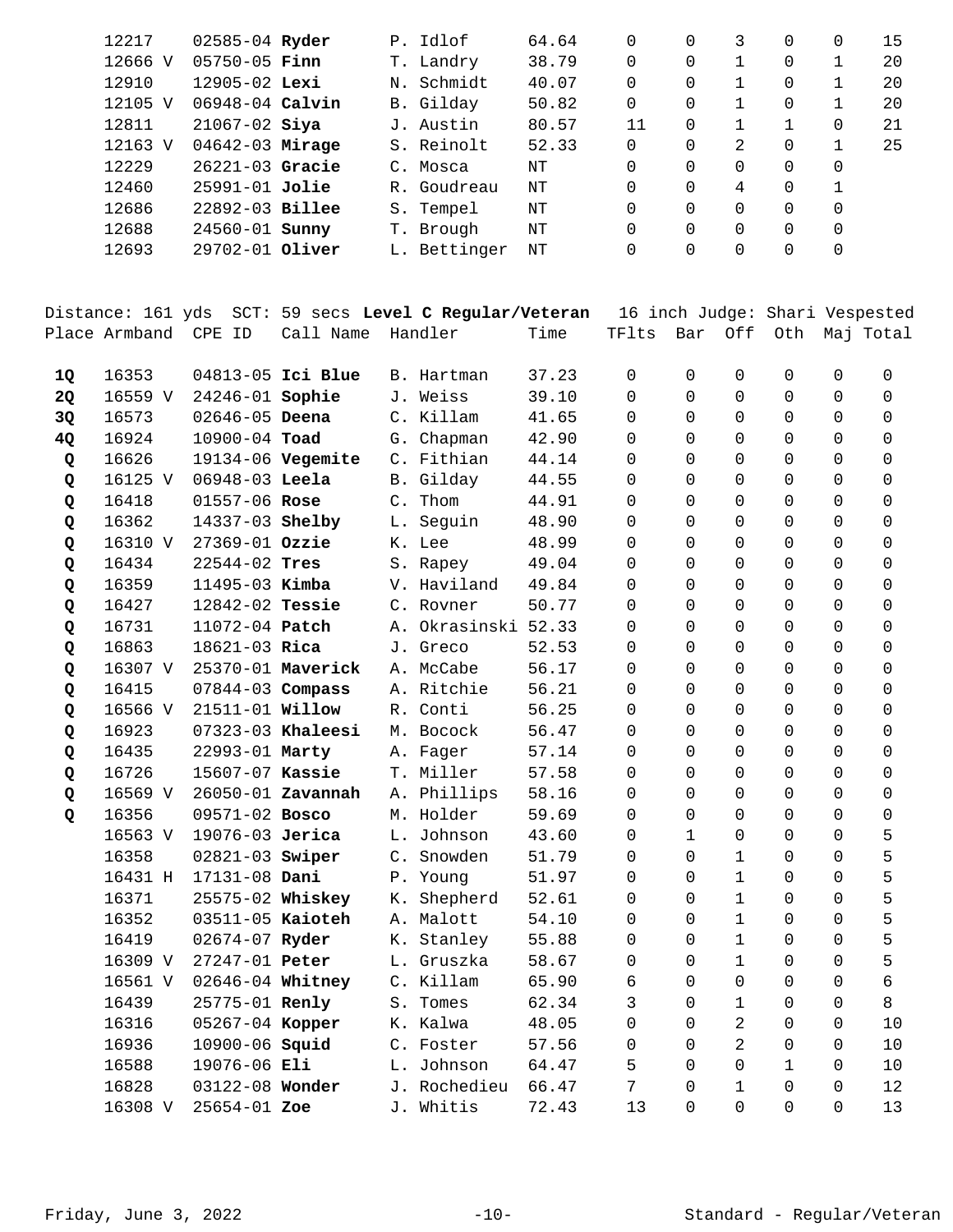| Place | Armband | CPE ID | Call Name | Handler | Time | TFlts | Bar | Off | Oth | Maj | Total |
|---|---|---|---|---|---|---|---|---|---|---|---|
| | 12217 | 02585-04 | **Ryder** | P. Idlof | 64.64 | 0 | 0 | 3 | 0 | 0 | 15 |
| | 12666 V | 05750-05 | **Finn** | T. Landry | 38.79 | 0 | 0 | 1 | 0 | 1 | 20 |
| | 12910 | 12905-02 | **Lexi** | N. Schmidt | 40.07 | 0 | 0 | 1 | 0 | 1 | 20 |
| | 12105 V | 06948-04 | **Calvin** | B. Gilday | 50.82 | 0 | 0 | 1 | 0 | 1 | 20 |
| | 12811 | 21067-02 | **Siya** | J. Austin | 80.57 | 11 | 0 | 1 | 1 | 0 | 21 |
| | 12163 V | 04642-03 | **Mirage** | S. Reinolt | 52.33 | 0 | 0 | 2 | 0 | 1 | 25 |
| | 12229 | 26221-03 | **Gracie** | C. Mosca | NT | 0 | 0 | 0 | 0 | 0 | |
| | 12460 | 25991-01 | **Jolie** | R. Goudreau | NT | 0 | 0 | 4 | 0 | 1 | |
| | 12686 | 22892-03 | **Billee** | S. Tempel | NT | 0 | 0 | 0 | 0 | 0 | |
| | 12688 | 24560-01 | **Sunny** | T. Brough | NT | 0 | 0 | 0 | 0 | 0 | |
| | 12693 | 29702-01 | **Oliver** | L. Bettinger | NT | 0 | 0 | 0 | 0 | 0 | |

Distance: 161 yds SCT: 59 secs **Level C Regular/Veteran** 16 inch Judge: Shari Vespested

| Place | Armband | CPE ID | Call Name | Handler | Time | TFlts | Bar | Off | Oth | Maj | Total |
|---|---|---|---|---|---|---|---|---|---|---|---|
| **1Q** | 16353 | 04813-05 | **Ici Blue** | B. Hartman | 37.23 | 0 | 0 | 0 | 0 | 0 | 0 |
| **2Q** | 16559 V | 24246-01 | **Sophie** | J. Weiss | 39.10 | 0 | 0 | 0 | 0 | 0 | 0 |
| **3Q** | 16573 | 02646-05 | **Deena** | C. Killam | 41.65 | 0 | 0 | 0 | 0 | 0 | 0 |
| **4Q** | 16924 | 10900-04 | **Toad** | G. Chapman | 42.90 | 0 | 0 | 0 | 0 | 0 | 0 |
| **Q** | 16626 | 19134-06 | **Vegemite** | C. Fithian | 44.14 | 0 | 0 | 0 | 0 | 0 | 0 |
| **Q** | 16125 V | 06948-03 | **Leela** | B. Gilday | 44.55 | 0 | 0 | 0 | 0 | 0 | 0 |
| **Q** | 16418 | 01557-06 | **Rose** | C. Thom | 44.91 | 0 | 0 | 0 | 0 | 0 | 0 |
| **Q** | 16362 | 14337-03 | **Shelby** | L. Seguin | 48.90 | 0 | 0 | 0 | 0 | 0 | 0 |
| **Q** | 16310 V | 27369-01 | **Ozzie** | K. Lee | 48.99 | 0 | 0 | 0 | 0 | 0 | 0 |
| **Q** | 16434 | 22544-02 | **Tres** | S. Rapey | 49.04 | 0 | 0 | 0 | 0 | 0 | 0 |
| **Q** | 16359 | 11495-03 | **Kimba** | V. Haviland | 49.84 | 0 | 0 | 0 | 0 | 0 | 0 |
| **Q** | 16427 | 12842-02 | **Tessie** | C. Rovner | 50.77 | 0 | 0 | 0 | 0 | 0 | 0 |
| **Q** | 16731 | 11072-04 | **Patch** | A. Okrasinski | 52.33 | 0 | 0 | 0 | 0 | 0 | 0 |
| **Q** | 16863 | 18621-03 | **Rica** | J. Greco | 52.53 | 0 | 0 | 0 | 0 | 0 | 0 |
| **Q** | 16307 V | 25370-01 | **Maverick** | A. McCabe | 56.17 | 0 | 0 | 0 | 0 | 0 | 0 |
| **Q** | 16415 | 07844-03 | **Compass** | A. Ritchie | 56.21 | 0 | 0 | 0 | 0 | 0 | 0 |
| **Q** | 16566 V | 21511-01 | **Willow** | R. Conti | 56.25 | 0 | 0 | 0 | 0 | 0 | 0 |
| **Q** | 16923 | 07323-03 | **Khaleesi** | M. Bocock | 56.47 | 0 | 0 | 0 | 0 | 0 | 0 |
| **Q** | 16435 | 22993-01 | **Marty** | A. Fager | 57.14 | 0 | 0 | 0 | 0 | 0 | 0 |
| **Q** | 16726 | 15607-07 | **Kassie** | T. Miller | 57.58 | 0 | 0 | 0 | 0 | 0 | 0 |
| **Q** | 16569 V | 26050-01 | **Zavannah** | A. Phillips | 58.16 | 0 | 0 | 0 | 0 | 0 | 0 |
| **Q** | 16356 | 09571-02 | **Bosco** | M. Holder | 59.69 | 0 | 0 | 0 | 0 | 0 | 0 |
| | 16563 V | 19076-03 | **Jerica** | L. Johnson | 43.60 | 0 | 1 | 0 | 0 | 0 | 5 |
| | 16358 | 02821-03 | **Swiper** | C. Snowden | 51.79 | 0 | 0 | 1 | 0 | 0 | 5 |
| | 16431 H | 17131-08 | **Dani** | P. Young | 51.97 | 0 | 0 | 1 | 0 | 0 | 5 |
| | 16371 | 25575-02 | **Whiskey** | K. Shepherd | 52.61 | 0 | 0 | 1 | 0 | 0 | 5 |
| | 16352 | 03511-05 | **Kaioteh** | A. Malott | 54.10 | 0 | 0 | 1 | 0 | 0 | 5 |
| | 16419 | 02674-07 | **Ryder** | K. Stanley | 55.88 | 0 | 0 | 1 | 0 | 0 | 5 |
| | 16309 V | 27247-01 | **Peter** | L. Gruszka | 58.67 | 0 | 0 | 1 | 0 | 0 | 5 |
| | 16561 V | 02646-04 | **Whitney** | C. Killam | 65.90 | 6 | 0 | 0 | 0 | 0 | 6 |
| | 16439 | 25775-01 | **Renly** | S. Tomes | 62.34 | 3 | 0 | 1 | 0 | 0 | 8 |
| | 16316 | 05267-04 | **Kopper** | K. Kalwa | 48.05 | 0 | 0 | 2 | 0 | 0 | 10 |
| | 16936 | 10900-06 | **Squid** | C. Foster | 57.56 | 0 | 0 | 2 | 0 | 0 | 10 |
| | 16588 | 19076-06 | **Eli** | L. Johnson | 64.47 | 5 | 0 | 0 | 1 | 0 | 10 |
| | 16828 | 03122-08 | **Wonder** | J. Rochedieu | 66.47 | 7 | 0 | 1 | 0 | 0 | 12 |
| | 16308 V | 25654-01 | **Zoe** | J. Whitis | 72.43 | 13 | 0 | 0 | 0 | 0 | 13 |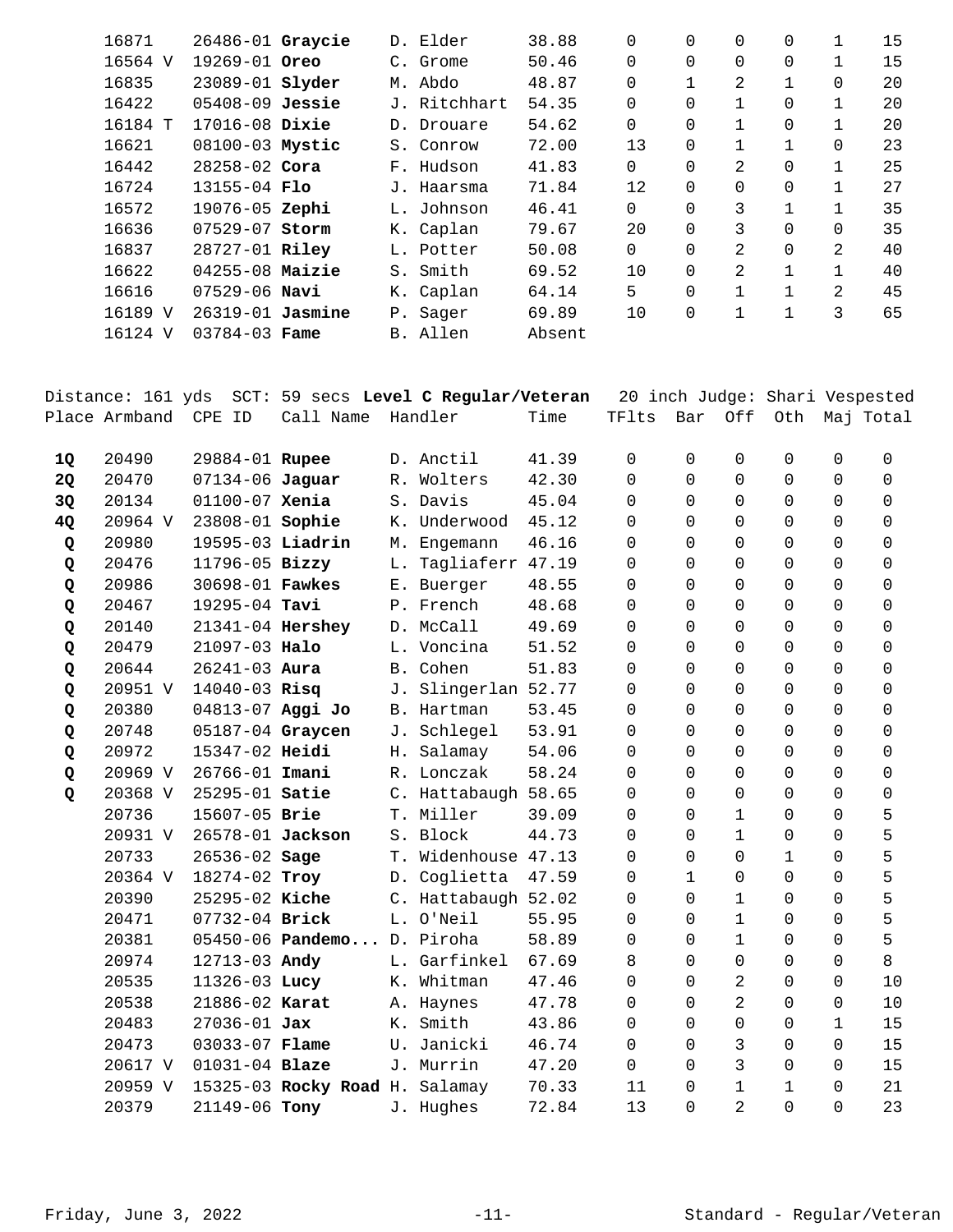| Place | Armband | CPE ID | Call Name | Handler | Time | TFlts | Bar | Off | Oth | Maj | Total |
|---|---|---|---|---|---|---|---|---|---|---|---|
| | 16871 | 26486-01 | **Graycie** | D. Elder | 38.88 | 0 | 0 | 0 | 0 | 1 | 15 |
| | 16564 V | 19269-01 | **Oreo** | C. Grome | 50.46 | 0 | 0 | 0 | 0 | 1 | 15 |
| | 16835 | 23089-01 | **Slyder** | M. Abdo | 48.87 | 0 | 1 | 2 | 1 | 0 | 20 |
| | 16422 | 05408-09 | **Jessie** | J. Ritchhart | 54.35 | 0 | 0 | 1 | 0 | 1 | 20 |
| | 16184 T | 17016-08 | **Dixie** | D. Drouare | 54.62 | 0 | 0 | 1 | 0 | 1 | 20 |
| | 16621 | 08100-03 | **Mystic** | S. Conrow | 72.00 | 13 | 0 | 1 | 1 | 0 | 23 |
| | 16442 | 28258-02 | **Cora** | F. Hudson | 41.83 | 0 | 0 | 2 | 0 | 1 | 25 |
| | 16724 | 13155-04 | **Flo** | J. Haarsma | 71.84 | 12 | 0 | 0 | 0 | 1 | 27 |
| | 16572 | 19076-05 | **Zephi** | L. Johnson | 46.41 | 0 | 0 | 3 | 1 | 1 | 35 |
| | 16636 | 07529-07 | **Storm** | K. Caplan | 79.67 | 20 | 0 | 3 | 0 | 0 | 35 |
| | 16837 | 28727-01 | **Riley** | L. Potter | 50.08 | 0 | 0 | 2 | 0 | 2 | 40 |
| | 16622 | 04255-08 | **Maizie** | S. Smith | 69.52 | 10 | 0 | 2 | 1 | 1 | 40 |
| | 16616 | 07529-06 | **Navi** | K. Caplan | 64.14 | 5 | 0 | 1 | 1 | 2 | 45 |
| | 16189 V | 26319-01 | **Jasmine** | P. Sager | 69.89 | 10 | 0 | 1 | 1 | 3 | 65 |
| | 16124 V | 03784-03 | **Fame** | B. Allen | Absent | | | | | | |

Distance: 161 yds SCT: 59 secs **Level C Regular/Veteran** 20 inch Judge: Shari Vespested

| Place | Armband | CPE ID | Call Name | Handler | Time | TFlts | Bar | Off | Oth | Maj | Total |
|---|---|---|---|---|---|---|---|---|---|---|---|
| **1Q** | 20490 | 29884-01 | **Rupee** | D. Anctil | 41.39 | 0 | 0 | 0 | 0 | 0 | 0 |
| **2Q** | 20470 | 07134-06 | **Jaguar** | R. Wolters | 42.30 | 0 | 0 | 0 | 0 | 0 | 0 |
| **3Q** | 20134 | 01100-07 | **Xenia** | S. Davis | 45.04 | 0 | 0 | 0 | 0 | 0 | 0 |
| **4Q** | 20964 V | 23808-01 | **Sophie** | K. Underwood | 45.12 | 0 | 0 | 0 | 0 | 0 | 0 |
| **Q** | 20980 | 19595-03 | **Liadrin** | M. Engemann | 46.16 | 0 | 0 | 0 | 0 | 0 | 0 |
| **Q** | 20476 | 11796-05 | **Bizzy** | L. Tagliaferr | 47.19 | 0 | 0 | 0 | 0 | 0 | 0 |
| **Q** | 20986 | 30698-01 | **Fawkes** | E. Buerger | 48.55 | 0 | 0 | 0 | 0 | 0 | 0 |
| **Q** | 20467 | 19295-04 | **Tavi** | P. French | 48.68 | 0 | 0 | 0 | 0 | 0 | 0 |
| **Q** | 20140 | 21341-04 | **Hershey** | D. McCall | 49.69 | 0 | 0 | 0 | 0 | 0 | 0 |
| **Q** | 20479 | 21097-03 | **Halo** | L. Voncina | 51.52 | 0 | 0 | 0 | 0 | 0 | 0 |
| **Q** | 20644 | 26241-03 | **Aura** | B. Cohen | 51.83 | 0 | 0 | 0 | 0 | 0 | 0 |
| **Q** | 20951 V | 14040-03 | **Risq** | J. Slingerlan | 52.77 | 0 | 0 | 0 | 0 | 0 | 0 |
| **Q** | 20380 | 04813-07 | **Aggi Jo** | B. Hartman | 53.45 | 0 | 0 | 0 | 0 | 0 | 0 |
| **Q** | 20748 | 05187-04 | **Graycen** | J. Schlegel | 53.91 | 0 | 0 | 0 | 0 | 0 | 0 |
| **Q** | 20972 | 15347-02 | **Heidi** | H. Salamay | 54.06 | 0 | 0 | 0 | 0 | 0 | 0 |
| **Q** | 20969 V | 26766-01 | **Imani** | R. Lonczak | 58.24 | 0 | 0 | 0 | 0 | 0 | 0 |
| **Q** | 20368 V | 25295-01 | **Satie** | C. Hattabaugh | 58.65 | 0 | 0 | 0 | 0 | 0 | 0 |
| | 20736 | 15607-05 | **Brie** | T. Miller | 39.09 | 0 | 0 | 1 | 0 | 0 | 5 |
| | 20931 V | 26578-01 | **Jackson** | S. Block | 44.73 | 0 | 0 | 1 | 0 | 0 | 5 |
| | 20733 | 26536-02 | **Sage** | T. Widenhouse | 47.13 | 0 | 0 | 0 | 1 | 0 | 5 |
| | 20364 V | 18274-02 | **Troy** | D. Coglietta | 47.59 | 0 | 1 | 0 | 0 | 0 | 5 |
| | 20390 | 25295-02 | **Kiche** | C. Hattabaugh | 52.02 | 0 | 0 | 1 | 0 | 0 | 5 |
| | 20471 | 07732-04 | **Brick** | L. O'Neil | 55.95 | 0 | 0 | 1 | 0 | 0 | 5 |
| | 20381 | 05450-06 | **Pandemo...** | D. Piroha | 58.89 | 0 | 0 | 1 | 0 | 0 | 5 |
| | 20974 | 12713-03 | **Andy** | L. Garfinkel | 67.69 | 8 | 0 | 0 | 0 | 0 | 8 |
| | 20535 | 11326-03 | **Lucy** | K. Whitman | 47.46 | 0 | 0 | 2 | 0 | 0 | 10 |
| | 20538 | 21886-02 | **Karat** | A. Haynes | 47.78 | 0 | 0 | 2 | 0 | 0 | 10 |
| | 20483 | 27036-01 | **Jax** | K. Smith | 43.86 | 0 | 0 | 0 | 0 | 1 | 15 |
| | 20473 | 03033-07 | **Flame** | U. Janicki | 46.74 | 0 | 0 | 3 | 0 | 0 | 15 |
| | 20617 V | 01031-04 | **Blaze** | J. Murrin | 47.20 | 0 | 0 | 3 | 0 | 0 | 15 |
| | 20959 V | 15325-03 | **Rocky Road** | H. Salamay | 70.33 | 11 | 0 | 1 | 1 | 0 | 21 |
| | 20379 | 21149-06 | **Tony** | J. Hughes | 72.84 | 13 | 0 | 2 | 0 | 0 | 23 |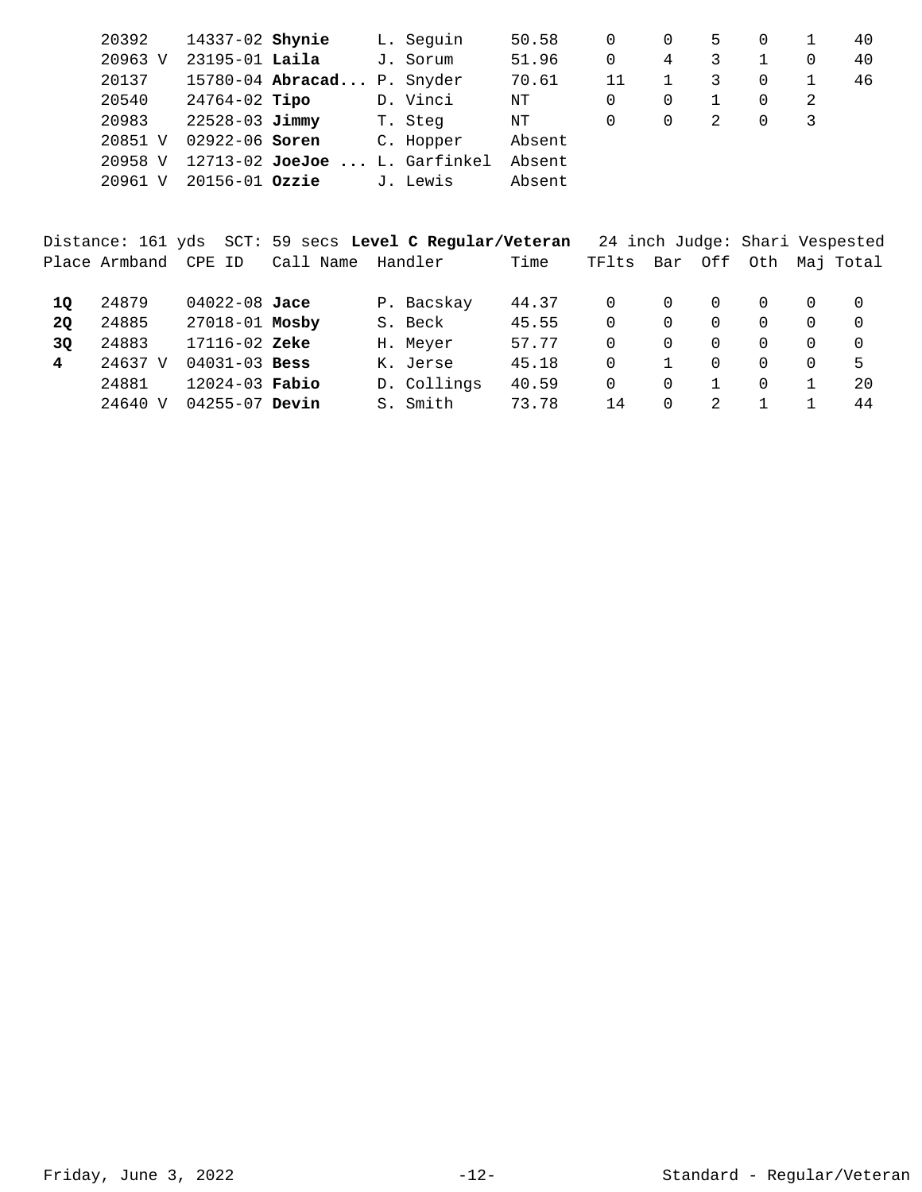| Place | Armband | CPE ID | Call Name | Handler | Time | TFlts | Bar | Off | Oth | Maj | Total |
|---|---|---|---|---|---|---|---|---|---|---|---|
| | 20392 | 14337-02 | **Shynie** | L. Seguin | 50.58 | 0 | 0 | 5 | 0 | 1 | 40 |
| | 20963 V | 23195-01 | **Laila** | J. Sorum | 51.96 | 0 | 4 | 3 | 1 | 0 | 40 |
| | 20137 | 15780-04 | **Abracad...** | P. Snyder | 70.61 | 11 | 1 | 3 | 0 | 1 | 46 |
| | 20540 | 24764-02 | **Tipo** | D. Vinci | NT | 0 | 0 | 1 | 0 | 2 | |
| | 20983 | 22528-03 | **Jimmy** | T. Steg | NT | 0 | 0 | 2 | 0 | 3 | |
| | 20851 V | 02922-06 | **Soren** | C. Hopper | Absent | | | | | | |
| | 20958 V | 12713-02 | **JoeJoe ...** | L. Garfinkel | Absent | | | | | | |
| | 20961 V | 20156-01 | **Ozzie** | J. Lewis | Absent | | | | | | |

Distance: 161 yds SCT: 59 secs **Level C Regular/Veteran** 24 inch Judge: Shari Vespested

| Place | Armband | CPE ID | Call Name | Handler | Time | TFlts | Bar | Off | Oth | Maj | Total |
|---|---|---|---|---|---|---|---|---|---|---|---|
| **1Q** | 24879 | 04022-08 | **Jace** | P. Bacskay | 44.37 | 0 | 0 | 0 | 0 | 0 | 0 |
| **2Q** | 24885 | 27018-01 | **Mosby** | S. Beck | 45.55 | 0 | 0 | 0 | 0 | 0 | 0 |
| **3Q** | 24883 | 17116-02 | **Zeke** | H. Meyer | 57.77 | 0 | 0 | 0 | 0 | 0 | 0 |
| **4** | 24637 V | 04031-03 | **Bess** | K. Jerse | 45.18 | 0 | 1 | 0 | 0 | 0 | 5 |
| | 24881 | 12024-03 | **Fabio** | D. Collings | 40.59 | 0 | 0 | 1 | 0 | 1 | 20 |
| | 24640 V | 04255-07 | **Devin** | S. Smith | 73.78 | 14 | 0 | 2 | 1 | 1 | 44 |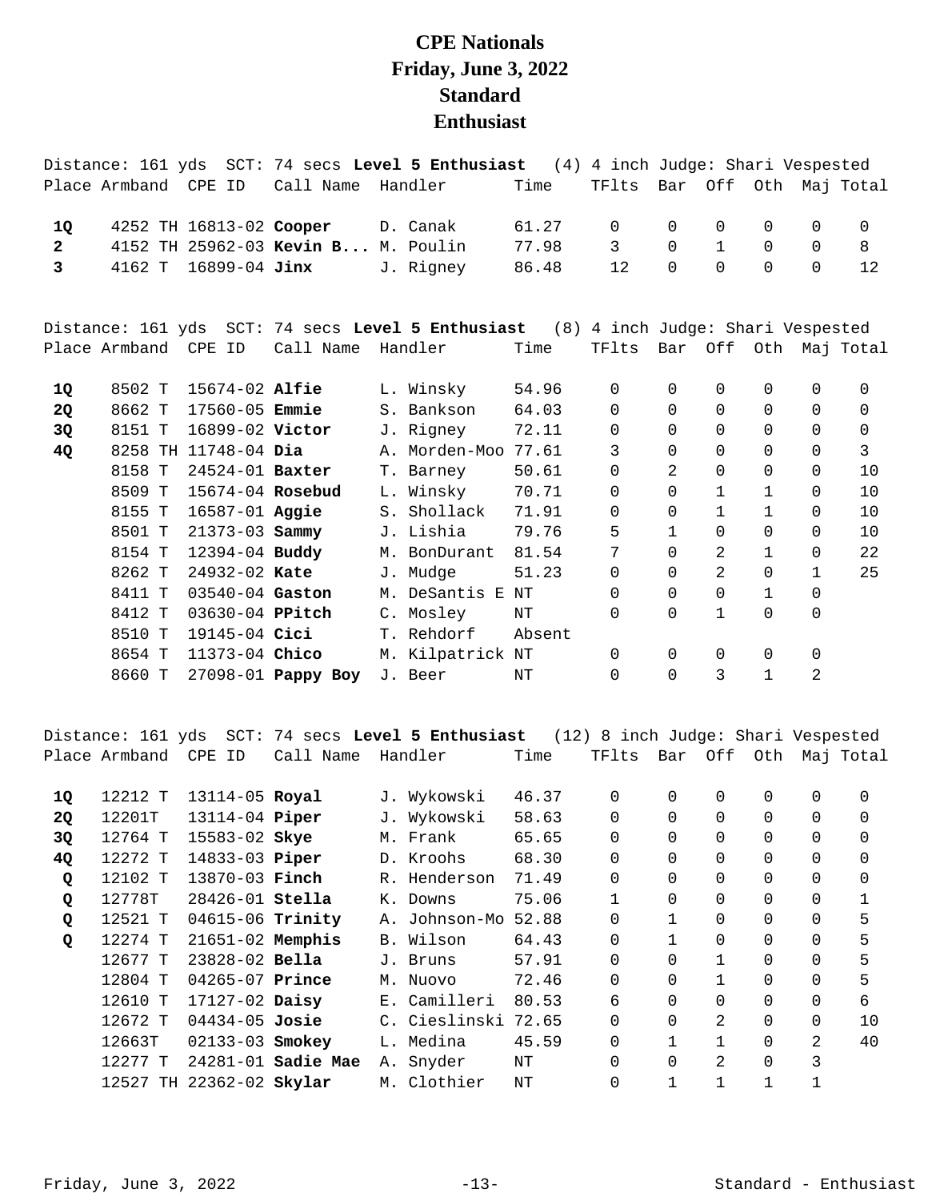# CPE Nationals
# Friday, June 3, 2022
# Standard
# Enthusiast

Distance: 161 yds SCT: 74 secs **Level 5 Enthusiast** (4) 4 inch Judge: Shari Vespested

| Place | Armband | CPE ID | Call Name | Handler | Time | TFlts | Bar | Off | Oth | Maj | Total |
|---|---|---|---|---|---|---|---|---|---|---|---|
| **1Q** | 4252 TH | 16813-02 | **Cooper** | D. Canak | 61.27 | 0 | 0 | 0 | 0 | 0 | 0 |
| **2** | 4152 TH | 25962-03 | **Kevin B...** | M. Poulin | 77.98 | 3 | 0 | 1 | 0 | 0 | 8 |
| **3** | 4162 T | 16899-04 | **Jinx** | J. Rigney | 86.48 | 12 | 0 | 0 | 0 | 0 | 12 |

Distance: 161 yds SCT: 74 secs **Level 5 Enthusiast** (8) 4 inch Judge: Shari Vespested

| Place | Armband | CPE ID | Call Name | Handler | Time | TFlts | Bar | Off | Oth | Maj | Total |
|---|---|---|---|---|---|---|---|---|---|---|---|
| **1Q** | 8502 T | 15674-02 | **Alfie** | L. Winsky | 54.96 | 0 | 0 | 0 | 0 | 0 | 0 |
| **2Q** | 8662 T | 17560-05 | **Emmie** | S. Bankson | 64.03 | 0 | 0 | 0 | 0 | 0 | 0 |
| **3Q** | 8151 T | 16899-02 | **Victor** | J. Rigney | 72.11 | 0 | 0 | 0 | 0 | 0 | 0 |
| **4Q** | 8258 TH | 11748-04 | **Dia** | A. Morden-Moo | 77.61 | 3 | 0 | 0 | 0 | 0 | 3 |
| | 8158 T | 24524-01 | **Baxter** | T. Barney | 50.61 | 0 | 2 | 0 | 0 | 0 | 10 |
| | 8509 T | 15674-04 | **Rosebud** | L. Winsky | 70.71 | 0 | 0 | 1 | 1 | 0 | 10 |
| | 8155 T | 16587-01 | **Aggie** | S. Shollack | 71.91 | 0 | 0 | 1 | 1 | 0 | 10 |
| | 8501 T | 21373-03 | **Sammy** | J. Lishia | 79.76 | 5 | 1 | 0 | 0 | 0 | 10 |
| | 8154 T | 12394-04 | **Buddy** | M. BonDurant | 81.54 | 7 | 0 | 2 | 1 | 0 | 22 |
| | 8262 T | 24932-02 | **Kate** | J. Mudge | 51.23 | 0 | 0 | 2 | 0 | 1 | 25 |
| | 8411 T | 03540-04 | **Gaston** | M. DeSantis E | NT | 0 | 0 | 0 | 1 | 0 | |
| | 8412 T | 03630-04 | **PPitch** | C. Mosley | NT | 0 | 0 | 1 | 0 | 0 | |
| | 8510 T | 19145-04 | **Cici** | T. Rehdorf | Absent | | | | | | |
| | 8654 T | 11373-04 | **Chico** | M. Kilpatrick | NT | 0 | 0 | 0 | 0 | 0 | |
| | 8660 T | 27098-01 | **Pappy Boy** | J. Beer | NT | 0 | 0 | 3 | 1 | 2 | |

Distance: 161 yds SCT: 74 secs **Level 5 Enthusiast** (12) 8 inch Judge: Shari Vespested

| Place | Armband | CPE ID | Call Name | Handler | Time | TFlts | Bar | Off | Oth | Maj | Total |
|---|---|---|---|---|---|---|---|---|---|---|---|
| **1Q** | 12212 T | 13114-05 | **Royal** | J. Wykowski | 46.37 | 0 | 0 | 0 | 0 | 0 | 0 |
| **2Q** | 12201T | 13114-04 | **Piper** | J. Wykowski | 58.63 | 0 | 0 | 0 | 0 | 0 | 0 |
| **3Q** | 12764 T | 15583-02 | **Skye** | M. Frank | 65.65 | 0 | 0 | 0 | 0 | 0 | 0 |
| **4Q** | 12272 T | 14833-03 | **Piper** | D. Kroohs | 68.30 | 0 | 0 | 0 | 0 | 0 | 0 |
| **Q** | 12102 T | 13870-03 | **Finch** | R. Henderson | 71.49 | 0 | 0 | 0 | 0 | 0 | 0 |
| **Q** | 12778T | 28426-01 | **Stella** | K. Downs | 75.06 | 1 | 0 | 0 | 0 | 0 | 1 |
| **Q** | 12521 T | 04615-06 | **Trinity** | A. Johnson-Mo | 52.88 | 0 | 1 | 0 | 0 | 0 | 5 |
| **Q** | 12274 T | 21651-02 | **Memphis** | B. Wilson | 64.43 | 0 | 1 | 0 | 0 | 0 | 5 |
| | 12677 T | 23828-02 | **Bella** | J. Bruns | 57.91 | 0 | 0 | 1 | 0 | 0 | 5 |
| | 12804 T | 04265-07 | **Prince** | M. Nuovo | 72.46 | 0 | 0 | 1 | 0 | 0 | 5 |
| | 12610 T | 17127-02 | **Daisy** | E. Camilleri | 80.53 | 6 | 0 | 0 | 0 | 0 | 6 |
| | 12672 T | 04434-05 | **Josie** | C. Cieslinski | 72.65 | 0 | 0 | 2 | 0 | 0 | 10 |
| | 12663T | 02133-03 | **Smokey** | L. Medina | 45.59 | 0 | 1 | 1 | 0 | 2 | 40 |
| | 12277 T | 24281-01 | **Sadie Mae** | A. Snyder | NT | 0 | 0 | 2 | 0 | 3 | |
| | 12527 TH | 22362-02 | **Skylar** | M. Clothier | NT | 0 | 1 | 1 | 1 | 1 | |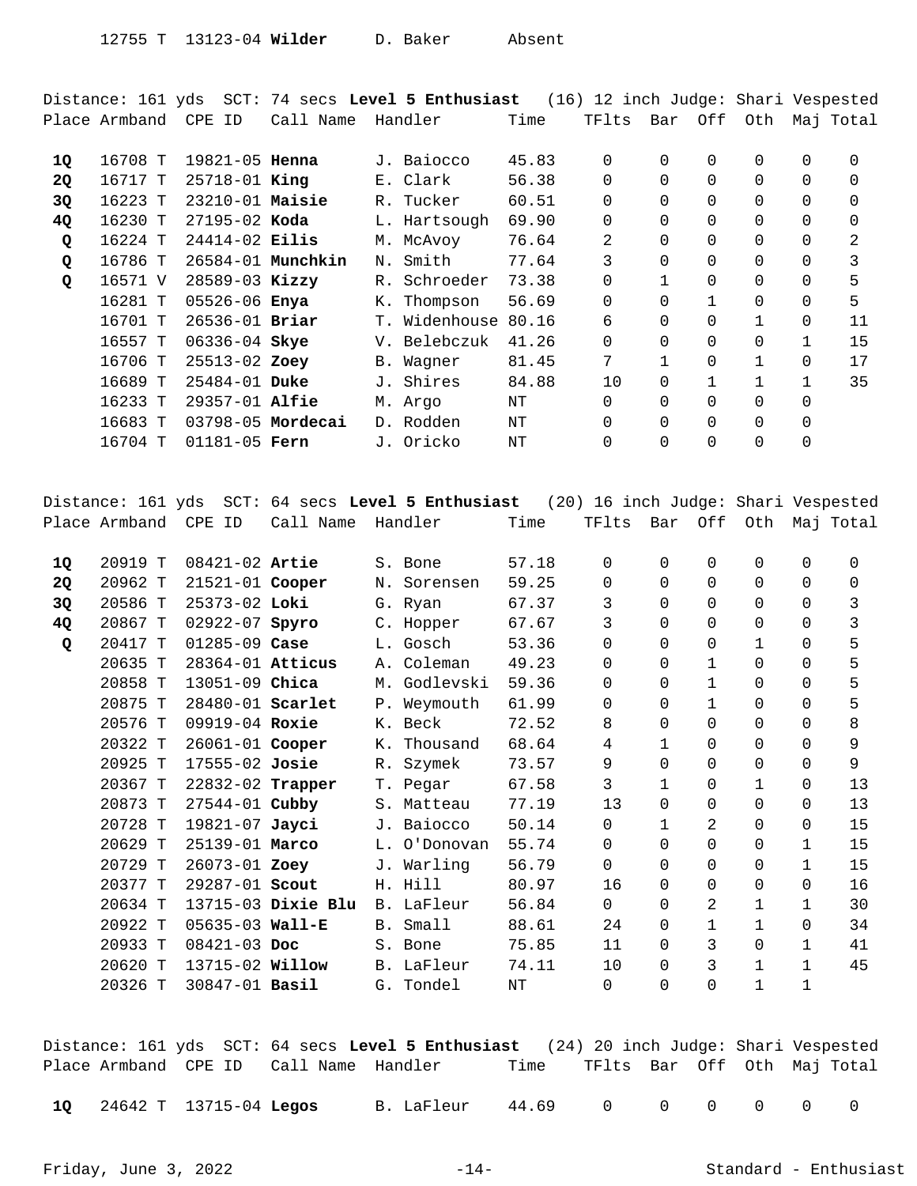| | | | | | |
|---|---|---|---|---|---|
| 12755 T | 13123-04 **Wilder** | D. Baker | Absent | | |

Distance: 161 yds SCT: 74 secs **Level 5 Enthusiast** (16) 12 inch Judge: Shari Vespested

| Place | Armband | CPE ID | Call Name | Handler | Time | TFlts | Bar | Off | Oth | Maj | Total |
|---|---|---|---|---|---|---|---|---|---|---|---|
| **1Q** | 16708 T | 19821-05 | **Henna** | J. Baiocco | 45.83 | 0 | 0 | 0 | 0 | 0 | 0 |
| **2Q** | 16717 T | 25718-01 | **King** | E. Clark | 56.38 | 0 | 0 | 0 | 0 | 0 | 0 |
| **3Q** | 16223 T | 23210-01 | **Maisie** | R. Tucker | 60.51 | 0 | 0 | 0 | 0 | 0 | 0 |
| **4Q** | 16230 T | 27195-02 | **Koda** | L. Hartsough | 69.90 | 0 | 0 | 0 | 0 | 0 | 0 |
| **Q** | 16224 T | 24414-02 | **Eilis** | M. McAvoy | 76.64 | 2 | 0 | 0 | 0 | 0 | 2 |
| **Q** | 16786 T | 26584-01 | **Munchkin** | N. Smith | 77.64 | 3 | 0 | 0 | 0 | 0 | 3 |
| **Q** | 16571 V | 28589-03 | **Kizzy** | R. Schroeder | 73.38 | 0 | 1 | 0 | 0 | 0 | 5 |
| | 16281 T | 05526-06 | **Enya** | K. Thompson | 56.69 | 0 | 0 | 1 | 0 | 0 | 5 |
| | 16701 T | 26536-01 | **Briar** | T. Widenhouse | 80.16 | 6 | 0 | 0 | 1 | 0 | 11 |
| | 16557 T | 06336-04 | **Skye** | V. Belebczuk | 41.26 | 0 | 0 | 0 | 0 | 1 | 15 |
| | 16706 T | 25513-02 | **Zoey** | B. Wagner | 81.45 | 7 | 1 | 0 | 1 | 0 | 17 |
| | 16689 T | 25484-01 | **Duke** | J. Shires | 84.88 | 10 | 0 | 1 | 1 | 1 | 35 |
| | 16233 T | 29357-01 | **Alfie** | M. Argo | NT | 0 | 0 | 0 | 0 | 0 | |
| | 16683 T | 03798-05 | **Mordecai** | D. Rodden | NT | 0 | 0 | 0 | 0 | 0 | |
| | 16704 T | 01181-05 | **Fern** | J. Oricko | NT | 0 | 0 | 0 | 0 | 0 | |

Distance: 161 yds SCT: 64 secs **Level 5 Enthusiast** (20) 16 inch Judge: Shari Vespested

| Place | Armband | CPE ID | Call Name | Handler | Time | TFlts | Bar | Off | Oth | Maj | Total |
|---|---|---|---|---|---|---|---|---|---|---|---|
| **1Q** | 20919 T | 08421-02 | **Artie** | S. Bone | 57.18 | 0 | 0 | 0 | 0 | 0 | 0 |
| **2Q** | 20962 T | 21521-01 | **Cooper** | N. Sorensen | 59.25 | 0 | 0 | 0 | 0 | 0 | 0 |
| **3Q** | 20586 T | 25373-02 | **Loki** | G. Ryan | 67.37 | 3 | 0 | 0 | 0 | 0 | 3 |
| **4Q** | 20867 T | 02922-07 | **Spyro** | C. Hopper | 67.67 | 3 | 0 | 0 | 0 | 0 | 3 |
| **Q** | 20417 T | 01285-09 | **Case** | L. Gosch | 53.36 | 0 | 0 | 0 | 1 | 0 | 5 |
| | 20635 T | 28364-01 | **Atticus** | A. Coleman | 49.23 | 0 | 0 | 1 | 0 | 0 | 5 |
| | 20858 T | 13051-09 | **Chica** | M. Godlevski | 59.36 | 0 | 0 | 1 | 0 | 0 | 5 |
| | 20875 T | 28480-01 | **Scarlet** | P. Weymouth | 61.99 | 0 | 0 | 1 | 0 | 0 | 5 |
| | 20576 T | 09919-04 | **Roxie** | K. Beck | 72.52 | 8 | 0 | 0 | 0 | 0 | 8 |
| | 20322 T | 26061-01 | **Cooper** | K. Thousand | 68.64 | 4 | 1 | 0 | 0 | 0 | 9 |
| | 20925 T | 17555-02 | **Josie** | R. Szymek | 73.57 | 9 | 0 | 0 | 0 | 0 | 9 |
| | 20367 T | 22832-02 | **Trapper** | T. Pegar | 67.58 | 3 | 1 | 0 | 1 | 0 | 13 |
| | 20873 T | 27544-01 | **Cubby** | S. Matteau | 77.19 | 13 | 0 | 0 | 0 | 0 | 13 |
| | 20728 T | 19821-07 | **Jayci** | J. Baiocco | 50.14 | 0 | 1 | 2 | 0 | 0 | 15 |
| | 20629 T | 25139-01 | **Marco** | L. O'Donovan | 55.74 | 0 | 0 | 0 | 0 | 1 | 15 |
| | 20729 T | 26073-01 | **Zoey** | J. Warling | 56.79 | 0 | 0 | 0 | 0 | 1 | 15 |
| | 20377 T | 29287-01 | **Scout** | H. Hill | 80.97 | 16 | 0 | 0 | 0 | 0 | 16 |
| | 20634 T | 13715-03 | **Dixie Blu** | B. LaFleur | 56.84 | 0 | 0 | 2 | 1 | 1 | 30 |
| | 20922 T | 05635-03 | **Wall-E** | B. Small | 88.61 | 24 | 0 | 1 | 1 | 0 | 34 |
| | 20933 T | 08421-03 | **Doc** | S. Bone | 75.85 | 11 | 0 | 3 | 0 | 1 | 41 |
| | 20620 T | 13715-02 | **Willow** | B. LaFleur | 74.11 | 10 | 0 | 3 | 1 | 1 | 45 |
| | 20326 T | 30847-01 | **Basil** | G. Tondel | NT | 0 | 0 | 0 | 1 | 1 | |

Distance: 161 yds SCT: 64 secs **Level 5 Enthusiast** (24) 20 inch Judge: Shari Vespested

| Place | Armband | CPE ID | Call Name | Handler | Time | TFlts | Bar | Off | Oth | Maj | Total |
|---|---|---|---|---|---|---|---|---|---|---|---|
| **1Q** | 24642 T | 13715-04 | **Legos** | B. LaFleur | 44.69 | 0 | 0 | 0 | 0 | 0 | 0 |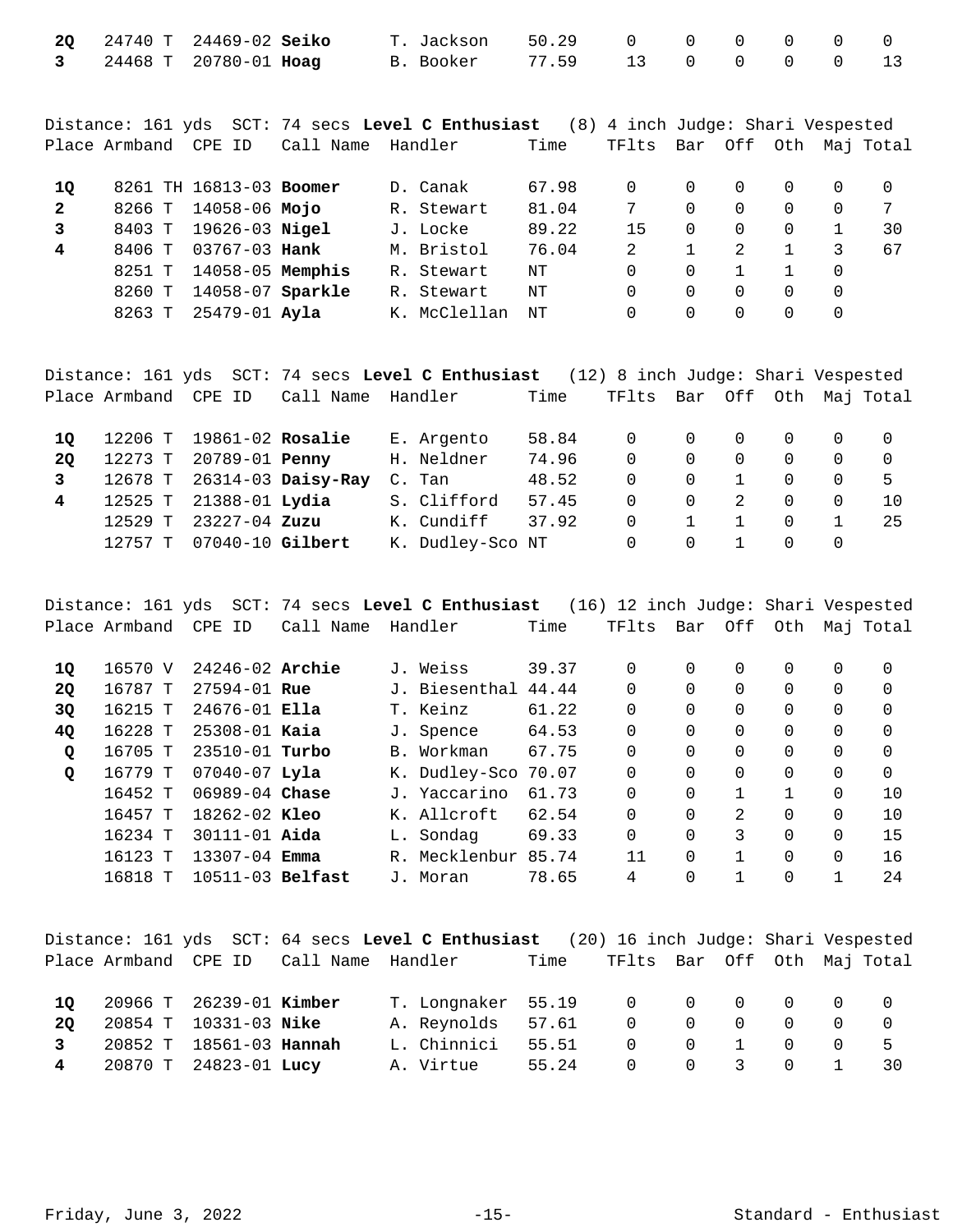| Place | Armband | CPE ID | Call Name | Handler | Time | TFlts | Bar | Off | Oth | Maj | Total |
|---|---|---|---|---|---|---|---|---|---|---|---|
| **2Q** | 24740 T | 24469-02 | **Seiko** | T. Jackson | 50.29 | 0 | 0 | 0 | 0 | 0 | 0 |
| **3** | 24468 T | 20780-01 | **Hoag** | B. Booker | 77.59 | 13 | 0 | 0 | 0 | 0 | 13 |

Distance: 161 yds SCT: 74 secs **Level C Enthusiast** (8) 4 inch Judge: Shari Vespested

| Place | Armband | CPE ID | Call Name | Handler | Time | TFlts | Bar | Off | Oth | Maj | Total |
|---|---|---|---|---|---|---|---|---|---|---|---|
| **1Q** | 8261 TH | 16813-03 | **Boomer** | D. Canak | 67.98 | 0 | 0 | 0 | 0 | 0 | 0 |
| **2** | 8266 T | 14058-06 | **Mojo** | R. Stewart | 81.04 | 7 | 0 | 0 | 0 | 0 | 7 |
| **3** | 8403 T | 19626-03 | **Nigel** | J. Locke | 89.22 | 15 | 0 | 0 | 0 | 1 | 30 |
| **4** | 8406 T | 03767-03 | **Hank** | M. Bristol | 76.04 | 2 | 1 | 2 | 1 | 3 | 67 |
| | 8251 T | 14058-05 | **Memphis** | R. Stewart | NT | 0 | 0 | 1 | 1 | 0 | |
| | 8260 T | 14058-07 | **Sparkle** | R. Stewart | NT | 0 | 0 | 0 | 0 | 0 | |
| | 8263 T | 25479-01 | **Ayla** | K. McClellan | NT | 0 | 0 | 0 | 0 | 0 | |

Distance: 161 yds SCT: 74 secs **Level C Enthusiast** (12) 8 inch Judge: Shari Vespested

| Place | Armband | CPE ID | Call Name | Handler | Time | TFlts | Bar | Off | Oth | Maj | Total |
|---|---|---|---|---|---|---|---|---|---|---|---|
| **1Q** | 12206 T | 19861-02 | **Rosalie** | E. Argento | 58.84 | 0 | 0 | 0 | 0 | 0 | 0 |
| **2Q** | 12273 T | 20789-01 | **Penny** | H. Neldner | 74.96 | 0 | 0 | 0 | 0 | 0 | 0 |
| **3** | 12678 T | 26314-03 | **Daisy-Ray** | C. Tan | 48.52 | 0 | 0 | 1 | 0 | 0 | 5 |
| **4** | 12525 T | 21388-01 | **Lydia** | S. Clifford | 57.45 | 0 | 0 | 2 | 0 | 0 | 10 |
| | 12529 T | 23227-04 | **Zuzu** | K. Cundiff | 37.92 | 0 | 1 | 1 | 0 | 1 | 25 |
| | 12757 T | 07040-10 | **Gilbert** | K. Dudley-Sco | NT | 0 | 0 | 1 | 0 | 0 | |

Distance: 161 yds SCT: 74 secs **Level C Enthusiast** (16) 12 inch Judge: Shari Vespested

| Place | Armband | CPE ID | Call Name | Handler | Time | TFlts | Bar | Off | Oth | Maj | Total |
|---|---|---|---|---|---|---|---|---|---|---|---|
| **1Q** | 16570 V | 24246-02 | **Archie** | J. Weiss | 39.37 | 0 | 0 | 0 | 0 | 0 | 0 |
| **2Q** | 16787 T | 27594-01 | **Rue** | J. Biesenthal | 44.44 | 0 | 0 | 0 | 0 | 0 | 0 |
| **3Q** | 16215 T | 24676-01 | **Ella** | T. Keinz | 61.22 | 0 | 0 | 0 | 0 | 0 | 0 |
| **4Q** | 16228 T | 25308-01 | **Kaia** | J. Spence | 64.53 | 0 | 0 | 0 | 0 | 0 | 0 |
| **Q** | 16705 T | 23510-01 | **Turbo** | B. Workman | 67.75 | 0 | 0 | 0 | 0 | 0 | 0 |
| **Q** | 16779 T | 07040-07 | **Lyla** | K. Dudley-Sco | 70.07 | 0 | 0 | 0 | 0 | 0 | 0 |
| | 16452 T | 06989-04 | **Chase** | J. Yaccarino | 61.73 | 0 | 0 | 1 | 1 | 0 | 10 |
| | 16457 T | 18262-02 | **Kleo** | K. Allcroft | 62.54 | 0 | 0 | 2 | 0 | 0 | 10 |
| | 16234 T | 30111-01 | **Aida** | L. Sondag | 69.33 | 0 | 0 | 3 | 0 | 0 | 15 |
| | 16123 T | 13307-04 | **Emma** | R. Mecklenbur | 85.74 | 11 | 0 | 1 | 0 | 0 | 16 |
| | 16818 T | 10511-03 | **Belfast** | J. Moran | 78.65 | 4 | 0 | 1 | 0 | 1 | 24 |

Distance: 161 yds SCT: 64 secs **Level C Enthusiast** (20) 16 inch Judge: Shari Vespested

| Place | Armband | CPE ID | Call Name | Handler | Time | TFlts | Bar | Off | Oth | Maj | Total |
|---|---|---|---|---|---|---|---|---|---|---|---|
| **1Q** | 20966 T | 26239-01 | **Kimber** | T. Longnaker | 55.19 | 0 | 0 | 0 | 0 | 0 | 0 |
| **2Q** | 20854 T | 10331-03 | **Nike** | A. Reynolds | 57.61 | 0 | 0 | 0 | 0 | 0 | 0 |
| **3** | 20852 T | 18561-03 | **Hannah** | L. Chinnici | 55.51 | 0 | 0 | 1 | 0 | 0 | 5 |
| **4** | 20870 T | 24823-01 | **Lucy** | A. Virtue | 55.24 | 0 | 0 | 3 | 0 | 1 | 30 |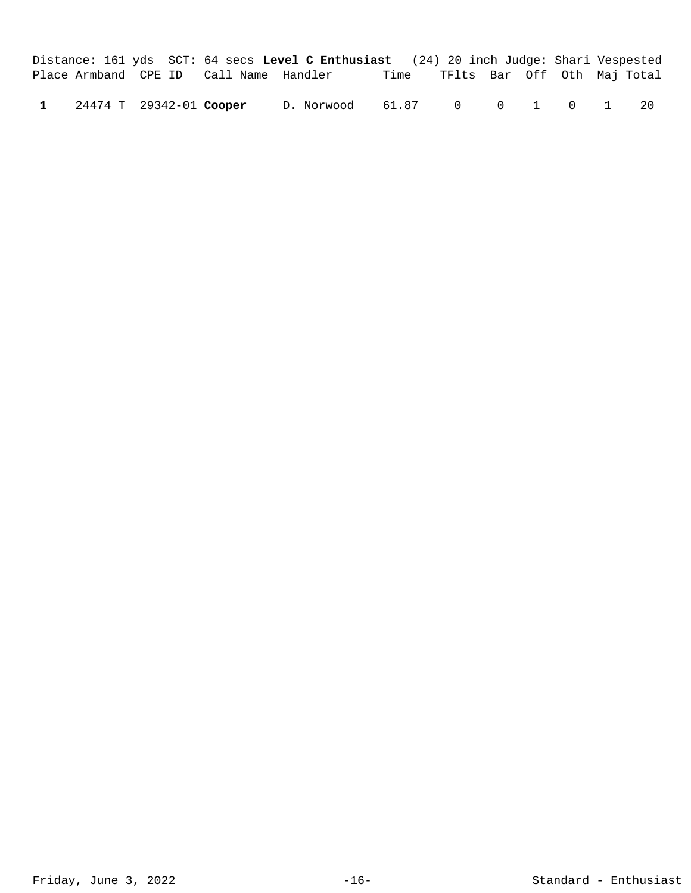Distance: 161 yds SCT: 64 secs **Level C Enthusiast** (24) 20 inch Judge: Shari Vespested

| Place | Armband | CPE ID | Call Name | Handler | Time | TFlts | Bar | Off | Oth | Maj | Total |
|---|---|---|---|---|---|---|---|---|---|---|---|
| **1** | 24474 T | 29342-01 | **Cooper** | D. Norwood | 61.87 | 0 | 0 | 1 | 0 | 1 | 20 |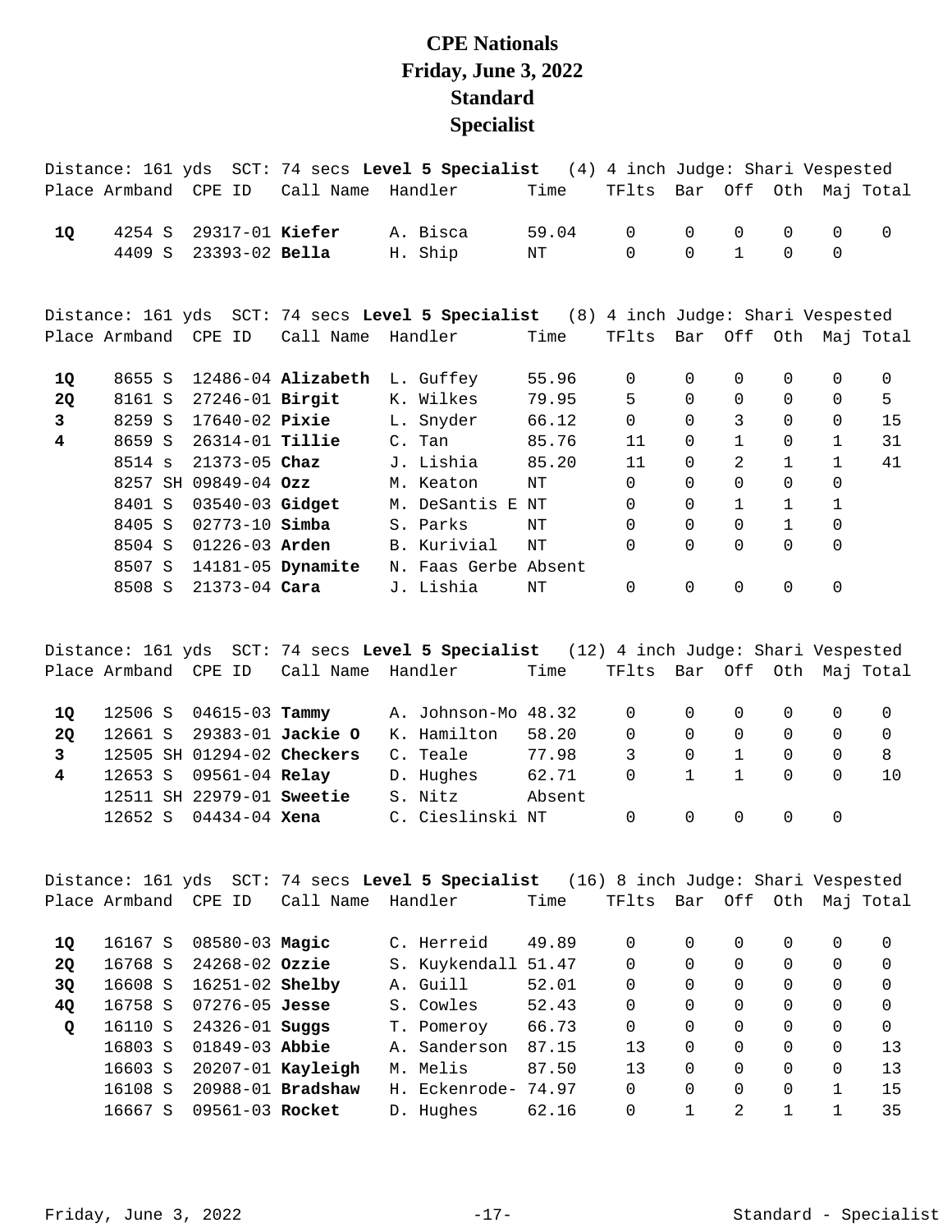# CPE Nationals
# Friday, June 3, 2022
# Standard
# Specialist

Distance: 161 yds SCT: 74 secs **Level 5 Specialist** (4) 4 inch Judge: Shari Vespested

| Place | Armband | CPE ID | Call Name | Handler | Time | TFlts | Bar | Off | Oth | Maj | Total |
|---|---|---|---|---|---|---|---|---|---|---|---|
| **1Q** | 4254 S | 29317-01 | **Kiefer** | A. Bisca | 59.04 | 0 | 0 | 0 | 0 | 0 | 0 |
| | 4409 S | 23393-02 | **Bella** | H. Ship | NT | 0 | 0 | 1 | 0 | 0 | |

Distance: 161 yds SCT: 74 secs **Level 5 Specialist** (8) 4 inch Judge: Shari Vespested

| Place | Armband | CPE ID | Call Name | Handler | Time | TFlts | Bar | Off | Oth | Maj | Total |
|---|---|---|---|---|---|---|---|---|---|---|---|
| **1Q** | 8655 S | 12486-04 | **Alizabeth** | L. Guffey | 55.96 | 0 | 0 | 0 | 0 | 0 | 0 |
| **2Q** | 8161 S | 27246-01 | **Birgit** | K. Wilkes | 79.95 | 5 | 0 | 0 | 0 | 0 | 5 |
| **3** | 8259 S | 17640-02 | **Pixie** | L. Snyder | 66.12 | 0 | 0 | 3 | 0 | 0 | 15 |
| **4** | 8659 S | 26314-01 | **Tillie** | C. Tan | 85.76 | 11 | 0 | 1 | 0 | 1 | 31 |
| | 8514 s | 21373-05 | **Chaz** | J. Lishia | 85.20 | 11 | 0 | 2 | 1 | 1 | 41 |
| | 8257 SH | 09849-04 | **Ozz** | M. Keaton | NT | 0 | 0 | 0 | 0 | 0 | |
| | 8401 S | 03540-03 | **Gidget** | M. DeSantis E | NT | 0 | 0 | 1 | 1 | 1 | |
| | 8405 S | 02773-10 | **Simba** | S. Parks | NT | 0 | 0 | 0 | 1 | 0 | |
| | 8504 S | 01226-03 | **Arden** | B. Kurivial | NT | 0 | 0 | 0 | 0 | 0 | |
| | 8507 S | 14181-05 | **Dynamite** | N. Faas Gerbe | Absent | | | | | | |
| | 8508 S | 21373-04 | **Cara** | J. Lishia | NT | 0 | 0 | 0 | 0 | 0 | |

Distance: 161 yds SCT: 74 secs **Level 5 Specialist** (12) 4 inch Judge: Shari Vespested

| Place | Armband | CPE ID | Call Name | Handler | Time | TFlts | Bar | Off | Oth | Maj | Total |
|---|---|---|---|---|---|---|---|---|---|---|---|
| **1Q** | 12506 S | 04615-03 | **Tammy** | A. Johnson-Mo | 48.32 | 0 | 0 | 0 | 0 | 0 | 0 |
| **2Q** | 12661 S | 29383-01 | **Jackie O** | K. Hamilton | 58.20 | 0 | 0 | 0 | 0 | 0 | 0 |
| **3** | 12505 SH | 01294-02 | **Checkers** | C. Teale | 77.98 | 3 | 0 | 1 | 0 | 0 | 8 |
| **4** | 12653 S | 09561-04 | **Relay** | D. Hughes | 62.71 | 0 | 1 | 1 | 0 | 0 | 10 |
| | 12511 SH | 22979-01 | **Sweetie** | S. Nitz | Absent | | | | | | |
| | 12652 S | 04434-04 | **Xena** | C. Cieslinski | NT | 0 | 0 | 0 | 0 | 0 | |

Distance: 161 yds SCT: 74 secs **Level 5 Specialist** (16) 8 inch Judge: Shari Vespested

| Place | Armband | CPE ID | Call Name | Handler | Time | TFlts | Bar | Off | Oth | Maj | Total |
|---|---|---|---|---|---|---|---|---|---|---|---|
| **1Q** | 16167 S | 08580-03 | **Magic** | C. Herreid | 49.89 | 0 | 0 | 0 | 0 | 0 | 0 |
| **2Q** | 16768 S | 24268-02 | **Ozzie** | S. Kuykendall | 51.47 | 0 | 0 | 0 | 0 | 0 | 0 |
| **3Q** | 16608 S | 16251-02 | **Shelby** | A. Guill | 52.01 | 0 | 0 | 0 | 0 | 0 | 0 |
| **4Q** | 16758 S | 07276-05 | **Jesse** | S. Cowles | 52.43 | 0 | 0 | 0 | 0 | 0 | 0 |
| **Q** | 16110 S | 24326-01 | **Suggs** | T. Pomeroy | 66.73 | 0 | 0 | 0 | 0 | 0 | 0 |
| | 16803 S | 01849-03 | **Abbie** | A. Sanderson | 87.15 | 13 | 0 | 0 | 0 | 0 | 13 |
| | 16603 S | 20207-01 | **Kayleigh** | M. Melis | 87.50 | 13 | 0 | 0 | 0 | 0 | 13 |
| | 16108 S | 20988-01 | **Bradshaw** | H. Eckenrode- | 74.97 | 0 | 0 | 0 | 0 | 1 | 15 |
| | 16667 S | 09561-03 | **Rocket** | D. Hughes | 62.16 | 0 | 1 | 2 | 1 | 1 | 35 |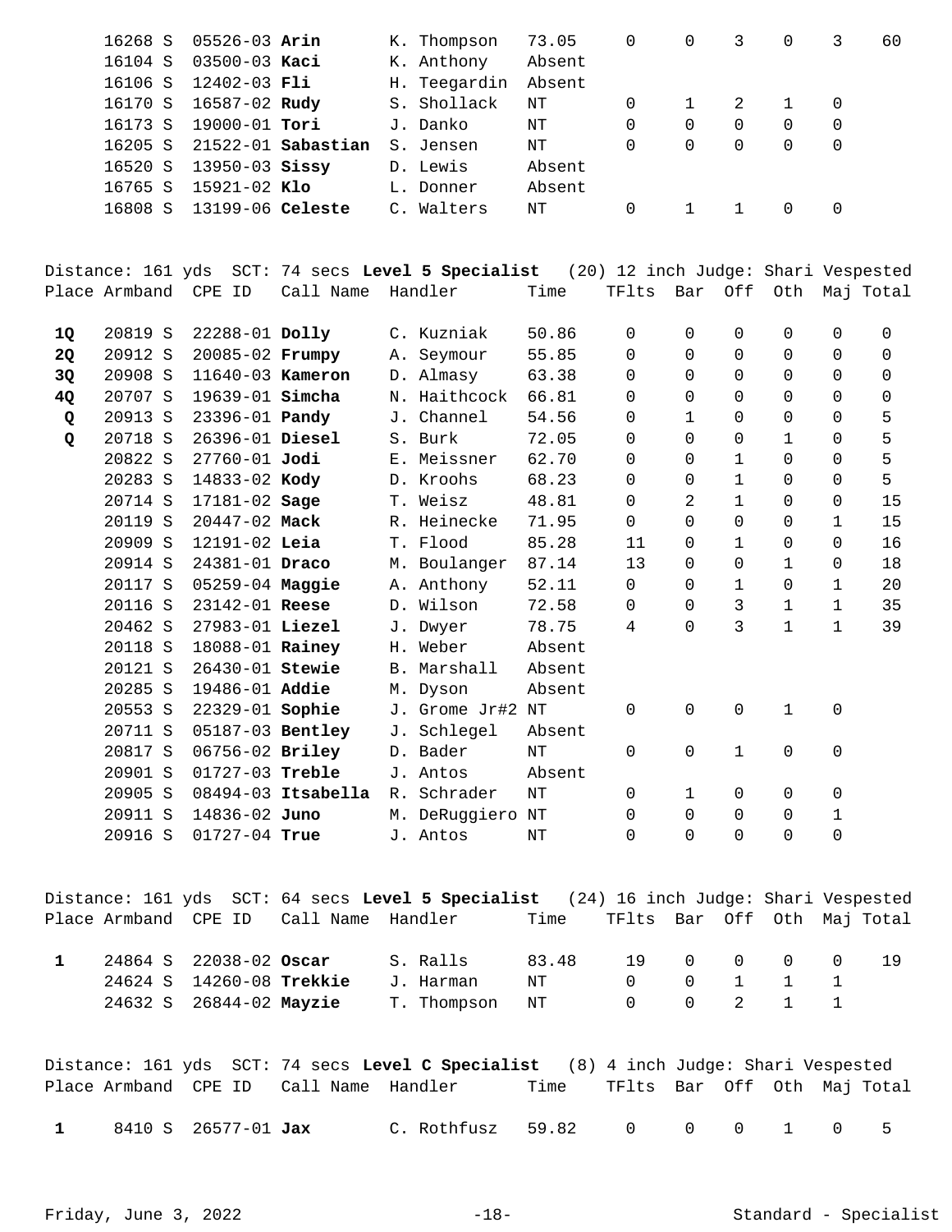| Place | Armband | CPE ID | Call Name | Handler | Time | TFlts | Bar | Off | Oth | Maj | Total |
|---|---|---|---|---|---|---|---|---|---|---|---|
| | 16268 S | 05526-03 | **Arin** | K. Thompson | 73.05 | 0 | 0 | 3 | 0 | 3 | 60 |
| | 16104 S | 03500-03 | **Kaci** | K. Anthony | Absent | | | | | | |
| | 16106 S | 12402-03 | **Fli** | H. Teegardin | Absent | | | | | | |
| | 16170 S | 16587-02 | **Rudy** | S. Shollack | NT | 0 | 1 | 2 | 1 | 0 | |
| | 16173 S | 19000-01 | **Tori** | J. Danko | NT | 0 | 0 | 0 | 0 | 0 | |
| | 16205 S | 21522-01 | **Sabastian** | S. Jensen | NT | 0 | 0 | 0 | 0 | 0 | |
| | 16520 S | 13950-03 | **Sissy** | D. Lewis | Absent | | | | | | |
| | 16765 S | 15921-02 | **Klo** | L. Donner | Absent | | | | | | |
| | 16808 S | 13199-06 | **Celeste** | C. Walters | NT | 0 | 1 | 1 | 0 | 0 | |

Distance: 161 yds SCT: 74 secs **Level 5 Specialist** (20) 12 inch Judge: Shari Vespested

| Place | Armband | CPE ID | Call Name | Handler | Time | TFlts | Bar | Off | Oth | Maj | Total |
|---|---|---|---|---|---|---|---|---|---|---|---|
| **1Q** | 20819 S | 22288-01 | **Dolly** | C. Kuzniak | 50.86 | 0 | 0 | 0 | 0 | 0 | 0 |
| **2Q** | 20912 S | 20085-02 | **Frumpy** | A. Seymour | 55.85 | 0 | 0 | 0 | 0 | 0 | 0 |
| **3Q** | 20908 S | 11640-03 | **Kameron** | D. Almasy | 63.38 | 0 | 0 | 0 | 0 | 0 | 0 |
| **4Q** | 20707 S | 19639-01 | **Simcha** | N. Haithcock | 66.81 | 0 | 0 | 0 | 0 | 0 | 0 |
| **Q** | 20913 S | 23396-01 | **Pandy** | J. Channel | 54.56 | 0 | 1 | 0 | 0 | 0 | 5 |
| **Q** | 20718 S | 26396-01 | **Diesel** | S. Burk | 72.05 | 0 | 0 | 0 | 1 | 0 | 5 |
| | 20822 S | 27760-01 | **Jodi** | E. Meissner | 62.70 | 0 | 0 | 1 | 0 | 0 | 5 |
| | 20283 S | 14833-02 | **Kody** | D. Kroohs | 68.23 | 0 | 0 | 1 | 0 | 0 | 5 |
| | 20714 S | 17181-02 | **Sage** | T. Weisz | 48.81 | 0 | 2 | 1 | 0 | 0 | 15 |
| | 20119 S | 20447-02 | **Mack** | R. Heinecke | 71.95 | 0 | 0 | 0 | 0 | 1 | 15 |
| | 20909 S | 12191-02 | **Leia** | T. Flood | 85.28 | 11 | 0 | 1 | 0 | 0 | 16 |
| | 20914 S | 24381-01 | **Draco** | M. Boulanger | 87.14 | 13 | 0 | 0 | 1 | 0 | 18 |
| | 20117 S | 05259-04 | **Maggie** | A. Anthony | 52.11 | 0 | 0 | 1 | 0 | 1 | 20 |
| | 20116 S | 23142-01 | **Reese** | D. Wilson | 72.58 | 0 | 0 | 3 | 1 | 1 | 35 |
| | 20462 S | 27983-01 | **Liezel** | J. Dwyer | 78.75 | 4 | 0 | 3 | 1 | 1 | 39 |
| | 20118 S | 18088-01 | **Rainey** | H. Weber | Absent | | | | | | |
| | 20121 S | 26430-01 | **Stewie** | B. Marshall | Absent | | | | | | |
| | 20285 S | 19486-01 | **Addie** | M. Dyson | Absent | | | | | | |
| | 20553 S | 22329-01 | **Sophie** | J. Grome Jr#2 | NT | 0 | 0 | 0 | 1 | 0 | |
| | 20711 S | 05187-03 | **Bentley** | J. Schlegel | Absent | | | | | | |
| | 20817 S | 06756-02 | **Briley** | D. Bader | NT | 0 | 0 | 1 | 0 | 0 | |
| | 20901 S | 01727-03 | **Treble** | J. Antos | Absent | | | | | | |
| | 20905 S | 08494-03 | **Itsabella** | R. Schrader | NT | 0 | 1 | 0 | 0 | 0 | |
| | 20911 S | 14836-02 | **Juno** | M. DeRuggiero | NT | 0 | 0 | 0 | 0 | 1 | |
| | 20916 S | 01727-04 | **True** | J. Antos | NT | 0 | 0 | 0 | 0 | 0 | |

Distance: 161 yds SCT: 64 secs **Level 5 Specialist** (24) 16 inch Judge: Shari Vespested

| Place | Armband | CPE ID | Call Name | Handler | Time | TFlts | Bar | Off | Oth | Maj | Total |
|---|---|---|---|---|---|---|---|---|---|---|---|
| **1** | 24864 S | 22038-02 | **Oscar** | S. Ralls | 83.48 | 19 | 0 | 0 | 0 | 0 | 19 |
| | 24624 S | 14260-08 | **Trekkie** | J. Harman | NT | 0 | 0 | 1 | 1 | 1 | |
| | 24632 S | 26844-02 | **Mayzie** | T. Thompson | NT | 0 | 0 | 2 | 1 | 1 | |

Distance: 161 yds SCT: 74 secs **Level C Specialist** (8) 4 inch Judge: Shari Vespested

| Place | Armband | CPE ID | Call Name | Handler | Time | TFlts | Bar | Off | Oth | Maj | Total |
|---|---|---|---|---|---|---|---|---|---|---|---|
| **1** | 8410 S | 26577-01 | **Jax** | C. Rothfusz | 59.82 | 0 | 0 | 0 | 1 | 0 | 5 |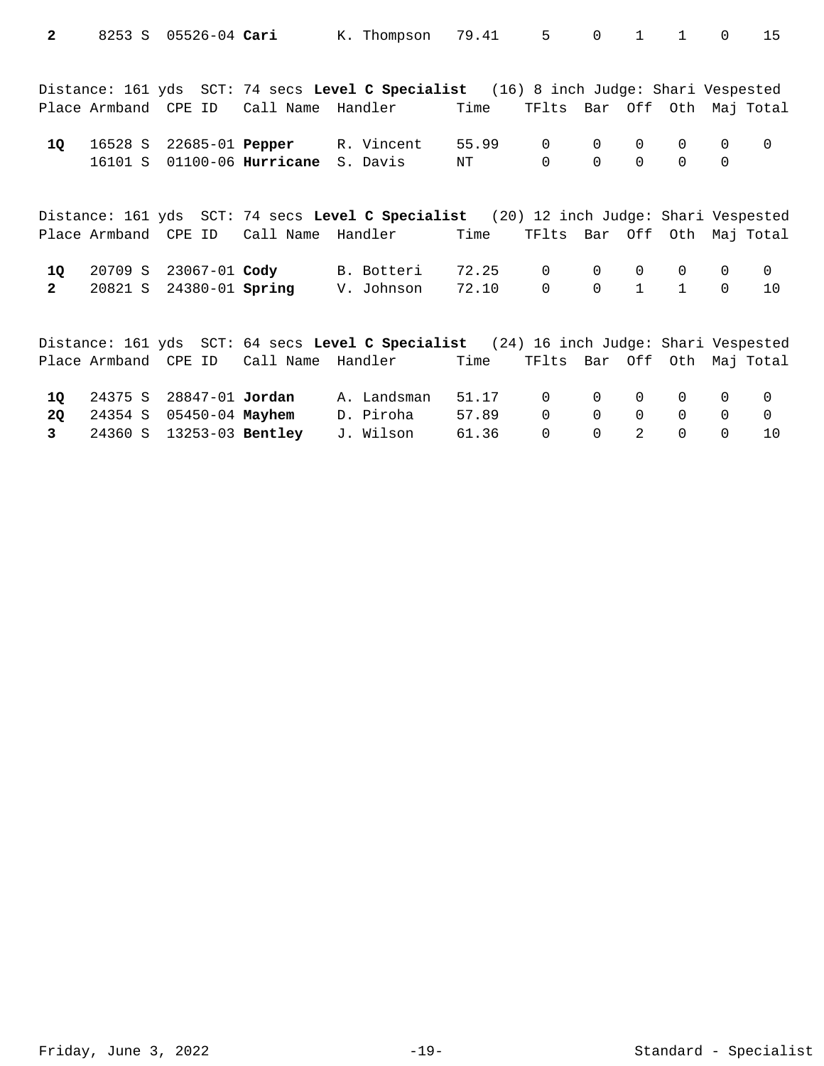| Place | Armband | CPE ID | Call Name | Handler | Time | TFlts | Bar | Off | Oth | Maj | Total |
|---|---|---|---|---|---|---|---|---|---|---|---|
| **2** | 8253 S | 05526-04 | **Cari** | K. Thompson | 79.41 | 5 | 0 | 1 | 1 | 0 | 15 |

Distance: 161 yds SCT: 74 secs **Level C Specialist** (16) 8 inch Judge: Shari Vespested

| Place | Armband | CPE ID | Call Name | Handler | Time | TFlts | Bar | Off | Oth | Maj | Total |
|---|---|---|---|---|---|---|---|---|---|---|---|
| **1Q** | 16528 S | 22685-01 | **Pepper** | R. Vincent | 55.99 | 0 | 0 | 0 | 0 | 0 | 0 |
| | 16101 S | 01100-06 | **Hurricane** | S. Davis | NT | 0 | 0 | 0 | 0 | 0 | |

Distance: 161 yds SCT: 74 secs **Level C Specialist** (20) 12 inch Judge: Shari Vespested

| Place | Armband | CPE ID | Call Name | Handler | Time | TFlts | Bar | Off | Oth | Maj | Total |
|---|---|---|---|---|---|---|---|---|---|---|---|
| **1Q** | 20709 S | 23067-01 | **Cody** | B. Botteri | 72.25 | 0 | 0 | 0 | 0 | 0 | 0 |
| **2** | 20821 S | 24380-01 | **Spring** | V. Johnson | 72.10 | 0 | 0 | 1 | 1 | 0 | 10 |

Distance: 161 yds SCT: 64 secs **Level C Specialist** (24) 16 inch Judge: Shari Vespested

| Place | Armband | CPE ID | Call Name | Handler | Time | TFlts | Bar | Off | Oth | Maj | Total |
|---|---|---|---|---|---|---|---|---|---|---|---|
| **1Q** | 24375 S | 28847-01 | **Jordan** | A. Landsman | 51.17 | 0 | 0 | 0 | 0 | 0 | 0 |
| **2Q** | 24354 S | 05450-04 | **Mayhem** | D. Piroha | 57.89 | 0 | 0 | 0 | 0 | 0 | 0 |
| **3** | 24360 S | 13253-03 | **Bentley** | J. Wilson | 61.36 | 0 | 0 | 2 | 0 | 0 | 10 |